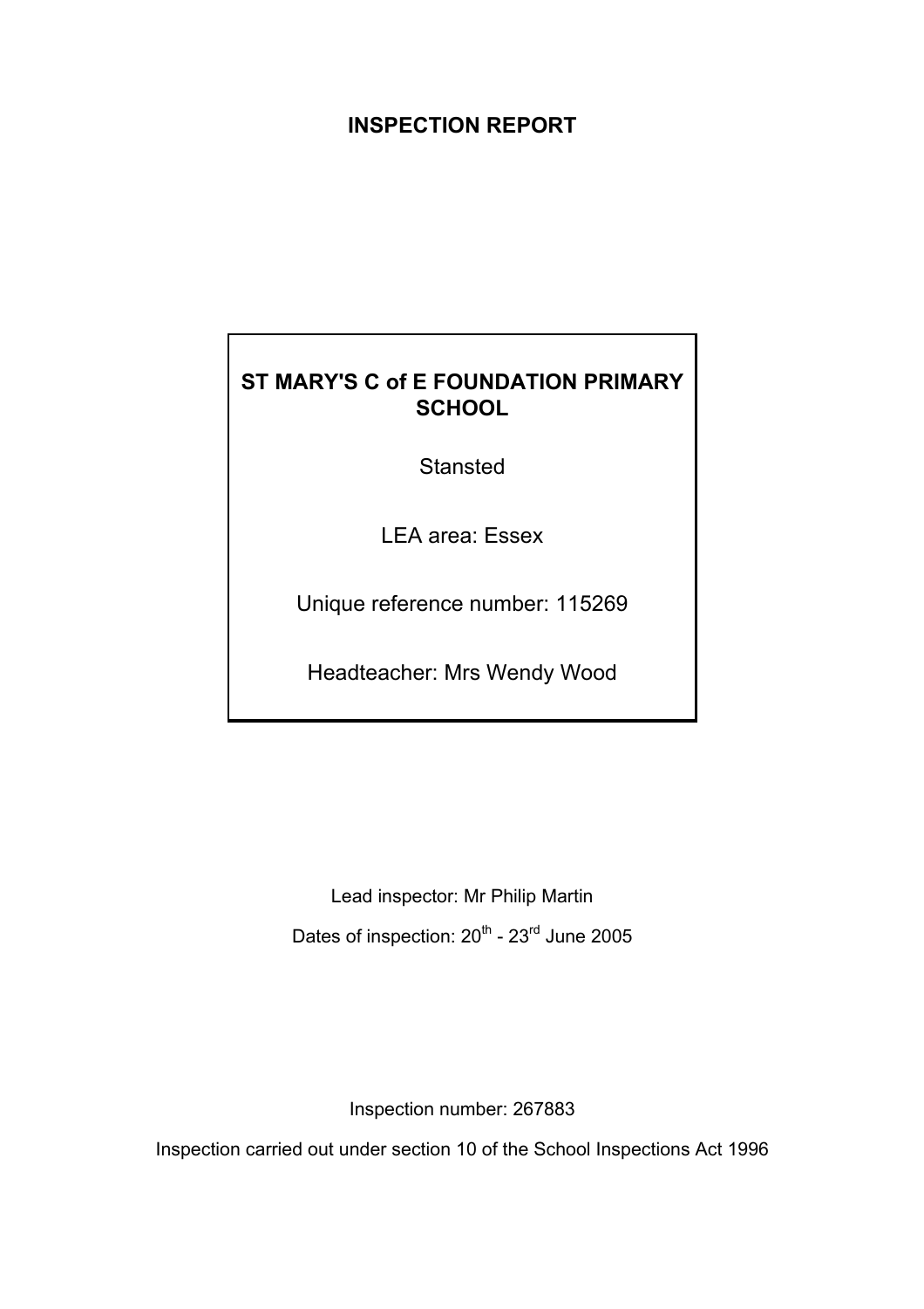# INSPECTION REPORT

**ST MARY'S C of E FOUNDATION PRIMARY SCHOOL**

Stansted

LEA area: Essex

Unique reference number: 115269

Headteacher: Mrs Wendy Wood

Lead inspector: Mr Philip Martin

Dates of inspection: 20th - 23rd June 2005

Inspection number: 267883

Inspection carried out under section 10 of the School Inspections Act 1996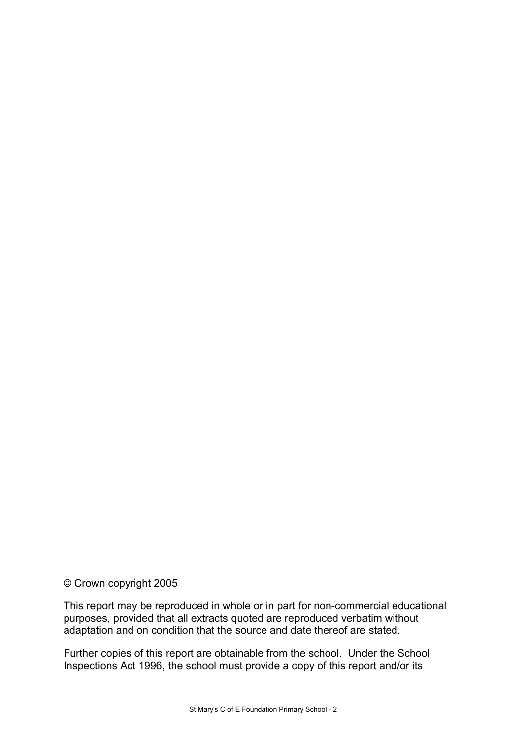© Crown copyright 2005

This report may be reproduced in whole or in part for non-commercial educational purposes, provided that all extracts quoted are reproduced verbatim without adaptation and on condition that the source and date thereof are stated.

Further copies of this report are obtainable from the school. Under the School Inspections Act 1996, the school must provide a copy of this report and/or its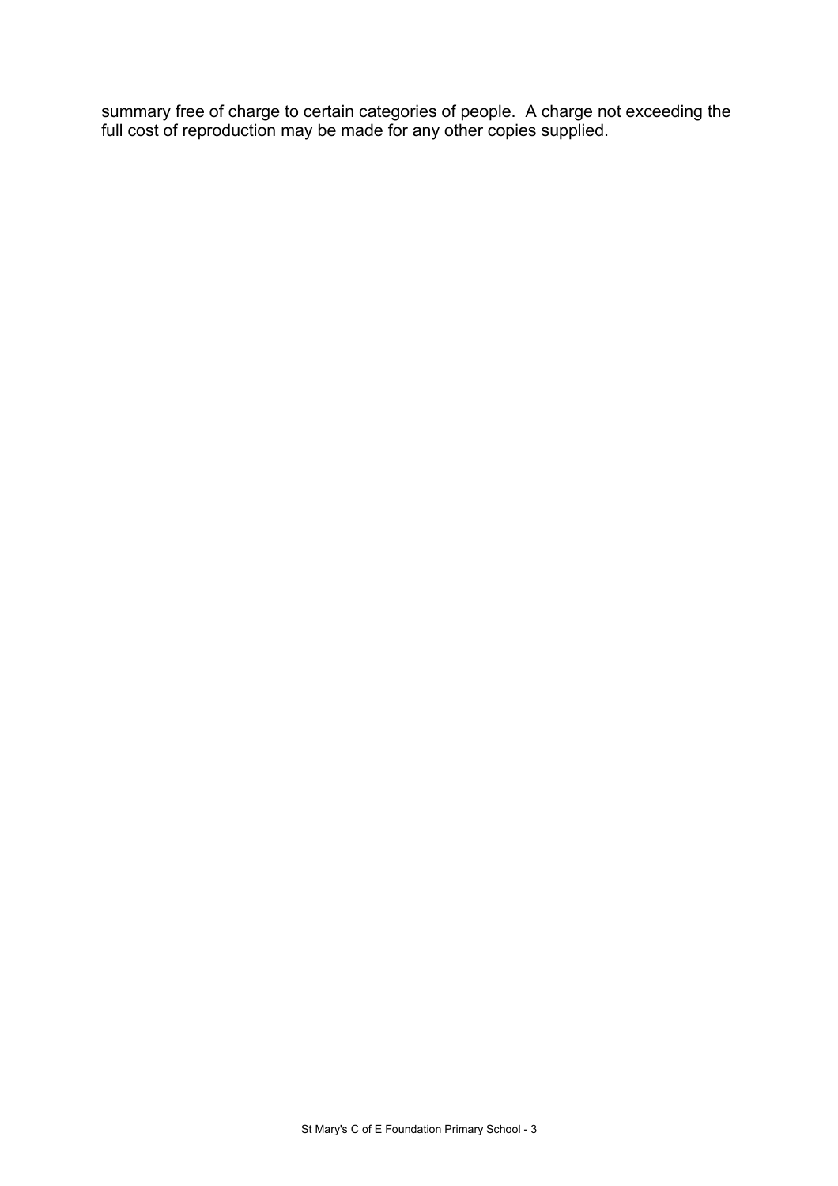summary free of charge to certain categories of people.  A charge not exceeding the full cost of reproduction may be made for any other copies supplied.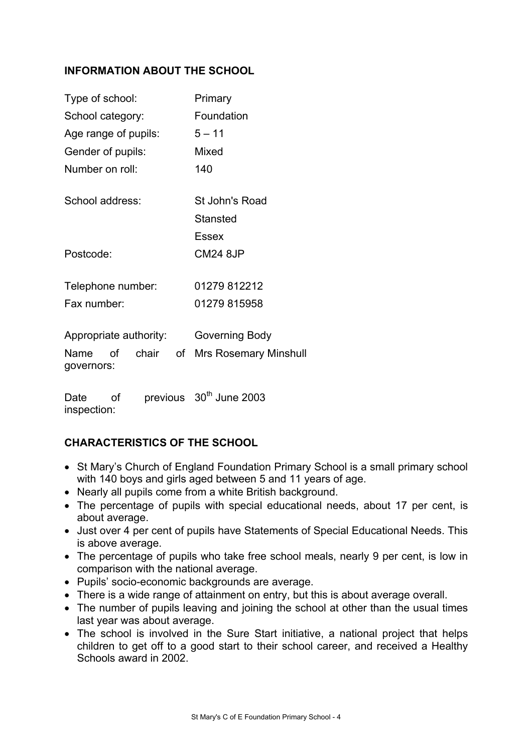## INFORMATION ABOUT THE SCHOOL

| | |
|---|---|
| Type of school: | Primary |
| School category: | Foundation |
| Age range of pupils: | 5 – 11 |
| Gender of pupils: | Mixed |
| Number on roll: | 140 |
| School address: | St John's Road<br>Stansted<br>Essex |
| Postcode: | CM24 8JP |
| Telephone number: | 01279 812212 |
| Fax number: | 01279 815958 |
| Appropriate authority: | Governing Body |
| Name of chair of governors: | Mrs Rosemary Minshull |
| Date of previous inspection: | 30th June 2003 |

## CHARACTERISTICS OF THE SCHOOL

- St Mary's Church of England Foundation Primary School is a small primary school with 140 boys and girls aged between 5 and 11 years of age.
- Nearly all pupils come from a white British background.
- The percentage of pupils with special educational needs, about 17 per cent, is about average.
- Just over 4 per cent of pupils have Statements of Special Educational Needs. This is above average.
- The percentage of pupils who take free school meals, nearly 9 per cent, is low in comparison with the national average.
- Pupils' socio-economic backgrounds are average.
- There is a wide range of attainment on entry, but this is about average overall.
- The number of pupils leaving and joining the school at other than the usual times last year was about average.
- The school is involved in the Sure Start initiative, a national project that helps children to get off to a good start to their school career, and received a Healthy Schools award in 2002.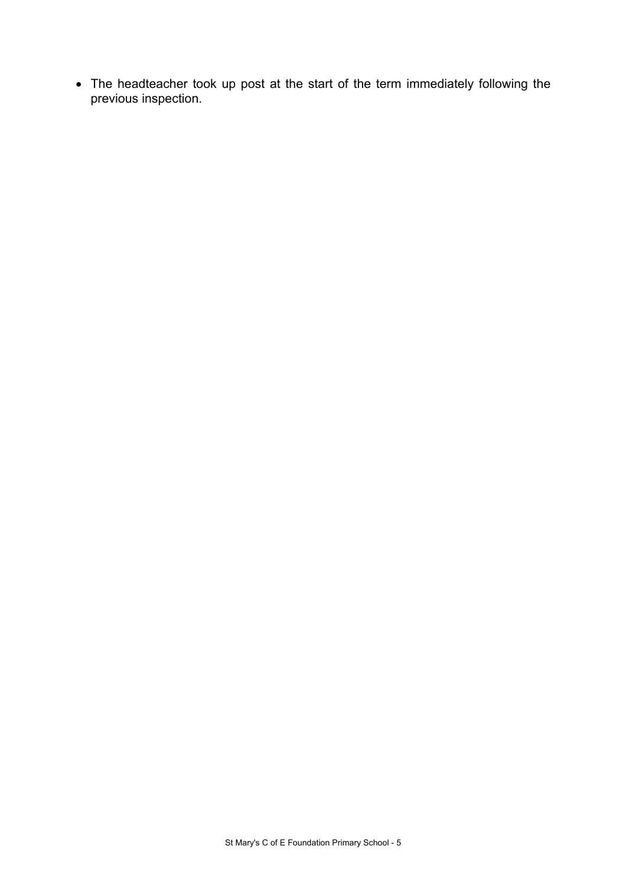- The headteacher took up post at the start of the term immediately following the previous inspection.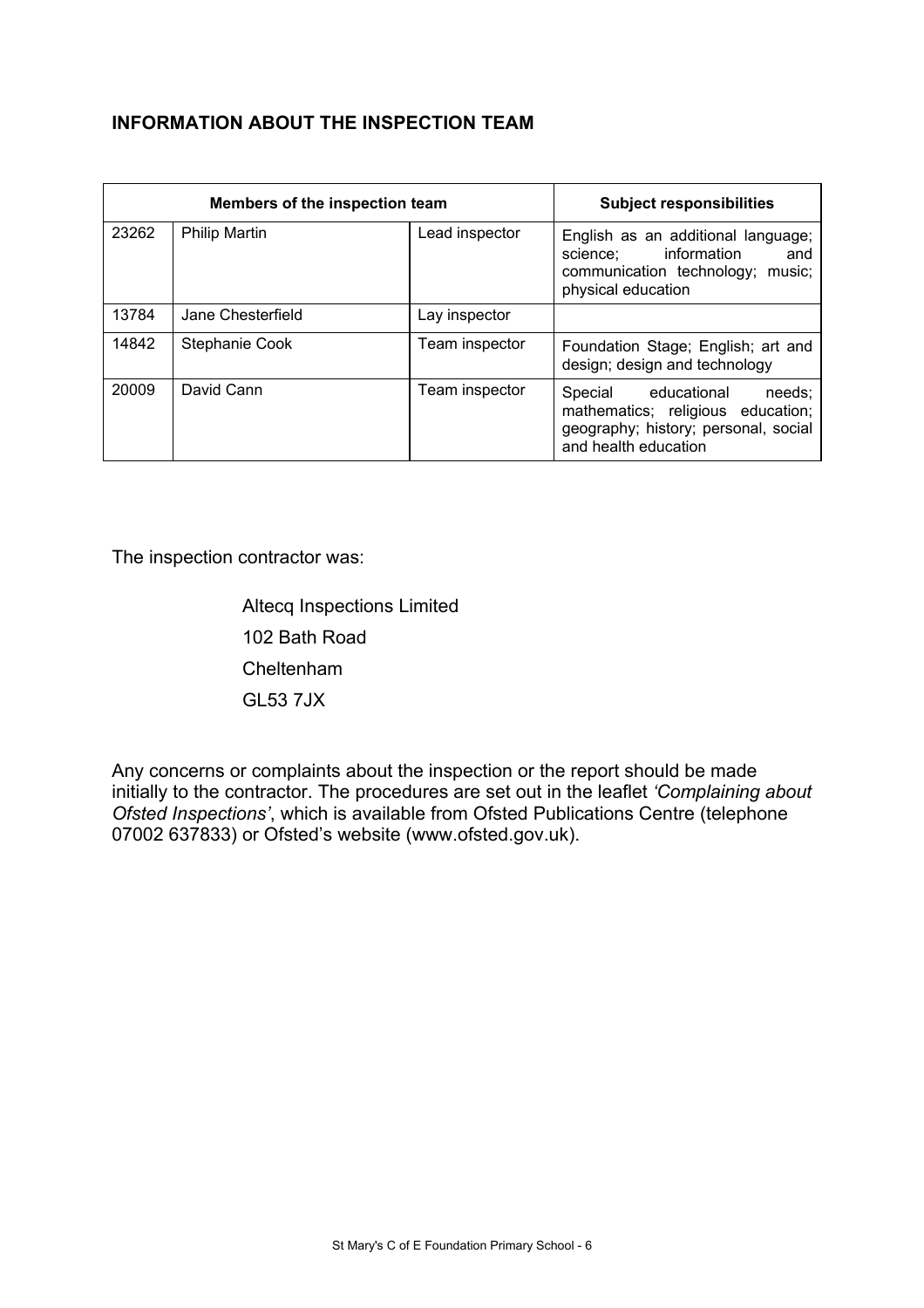## INFORMATION ABOUT THE INSPECTION TEAM

| Members of the inspection team | | | Subject responsibilities |
|---|---|---|---|
| 23262 | Philip Martin | Lead inspector | English as an additional language; science; information and communication technology; music; physical education |
| 13784 | Jane Chesterfield | Lay inspector | |
| 14842 | Stephanie Cook | Team inspector | Foundation Stage; English; art and design; design and technology |
| 20009 | David Cann | Team inspector | Special educational needs; mathematics; religious education; geography; history; personal, social and health education |

The inspection contractor was:

Altecq Inspections Limited
102 Bath Road
Cheltenham
GL53 7JX

Any concerns or complaints about the inspection or the report should be made initially to the contractor. The procedures are set out in the leaflet *'Complaining about Ofsted Inspections'*, which is available from Ofsted Publications Centre (telephone 07002 637833) or Ofsted's website (www.ofsted.gov.uk).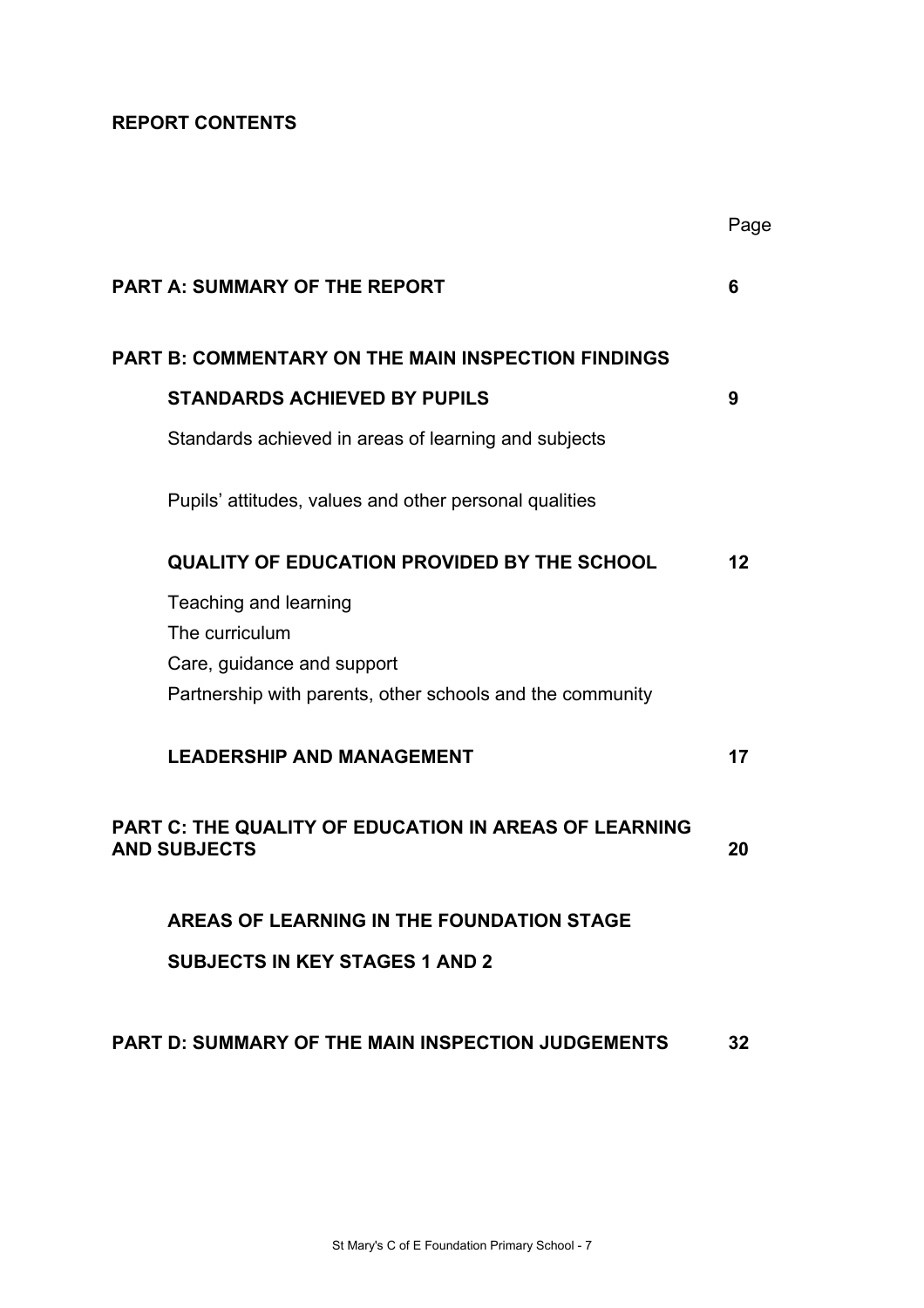**REPORT CONTENTS**

| | Page |
|---|---|
| **PART A: SUMMARY OF THE REPORT** | **6** |
| **PART B: COMMENTARY ON THE MAIN INSPECTION FINDINGS** | |
| **STANDARDS ACHIEVED BY PUPILS** | **9** |
| Standards achieved in areas of learning and subjects | |
| Pupils' attitudes, values and other personal qualities | |
| **QUALITY OF EDUCATION PROVIDED BY THE SCHOOL** | **12** |
| Teaching and learning | |
| The curriculum | |
| Care, guidance and support | |
| Partnership with parents, other schools and the community | |
| **LEADERSHIP AND MANAGEMENT** | **17** |
| **PART C: THE QUALITY OF EDUCATION IN AREAS OF LEARNING AND SUBJECTS** | **20** |
| **AREAS OF LEARNING IN THE FOUNDATION STAGE** | |
| **SUBJECTS IN KEY STAGES 1 AND 2** | |
| **PART D: SUMMARY OF THE MAIN INSPECTION JUDGEMENTS** | **32** |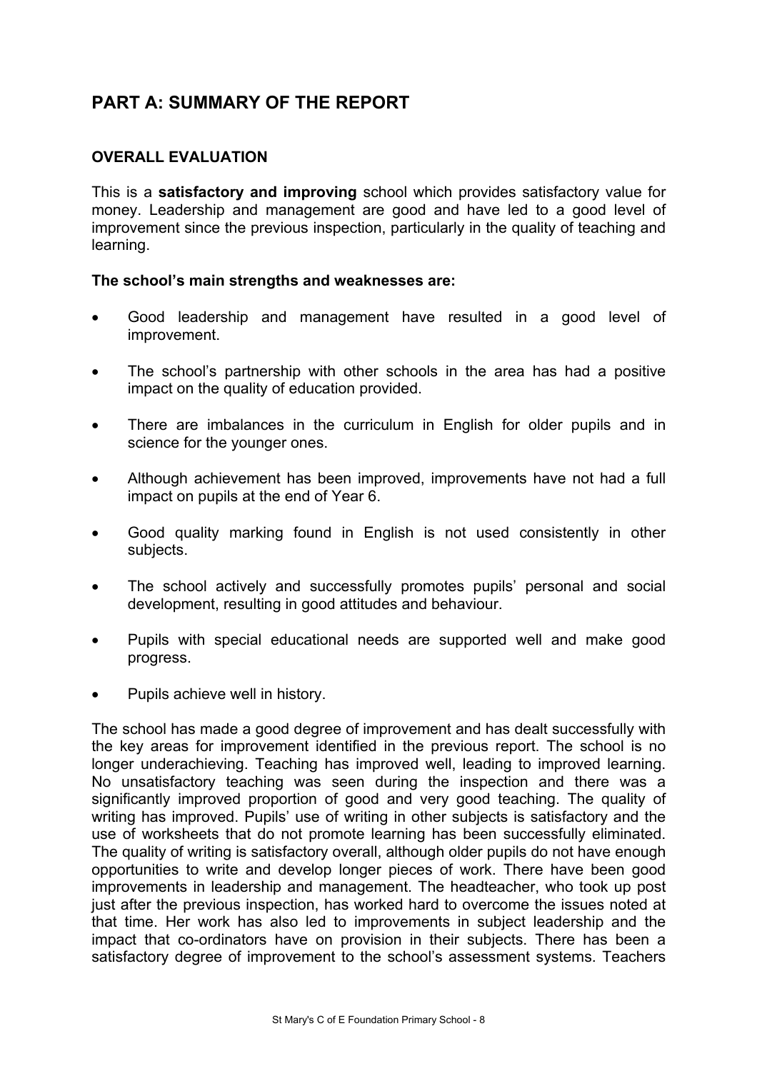## PART A: SUMMARY OF THE REPORT

### OVERALL EVALUATION

This is a **satisfactory and improving** school which provides satisfactory value for money. Leadership and management are good and have led to a good level of improvement since the previous inspection, particularly in the quality of teaching and learning.

**The school's main strengths and weaknesses are:**

- Good leadership and management have resulted in a good level of improvement.
- The school's partnership with other schools in the area has had a positive impact on the quality of education provided.
- There are imbalances in the curriculum in English for older pupils and in science for the younger ones.
- Although achievement has been improved, improvements have not had a full impact on pupils at the end of Year 6.
- Good quality marking found in English is not used consistently in other subjects.
- The school actively and successfully promotes pupils' personal and social development, resulting in good attitudes and behaviour.
- Pupils with special educational needs are supported well and make good progress.
- Pupils achieve well in history.

The school has made a good degree of improvement and has dealt successfully with the key areas for improvement identified in the previous report. The school is no longer underachieving. Teaching has improved well, leading to improved learning. No unsatisfactory teaching was seen during the inspection and there was a significantly improved proportion of good and very good teaching. The quality of writing has improved. Pupils' use of writing in other subjects is satisfactory and the use of worksheets that do not promote learning has been successfully eliminated. The quality of writing is satisfactory overall, although older pupils do not have enough opportunities to write and develop longer pieces of work. There have been good improvements in leadership and management. The headteacher, who took up post just after the previous inspection, has worked hard to overcome the issues noted at that time. Her work has also led to improvements in subject leadership and the impact that co-ordinators have on provision in their subjects. There has been a satisfactory degree of improvement to the school's assessment systems. Teachers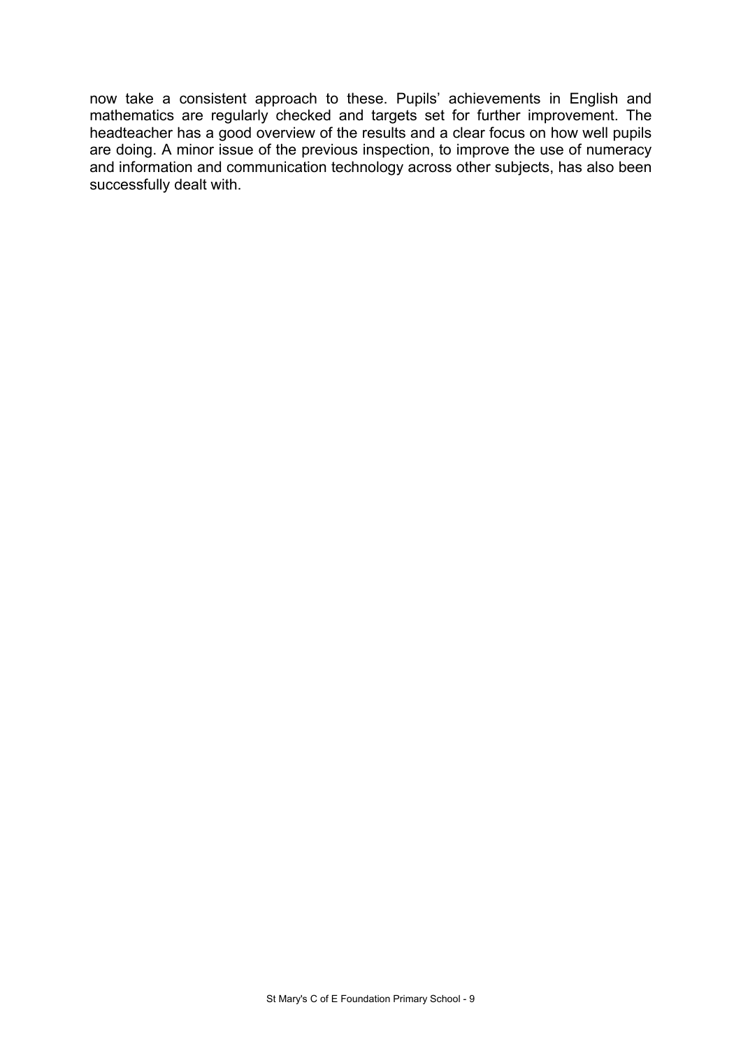now take a consistent approach to these. Pupils' achievements in English and mathematics are regularly checked and targets set for further improvement. The headteacher has a good overview of the results and a clear focus on how well pupils are doing. A minor issue of the previous inspection, to improve the use of numeracy and information and communication technology across other subjects, has also been successfully dealt with.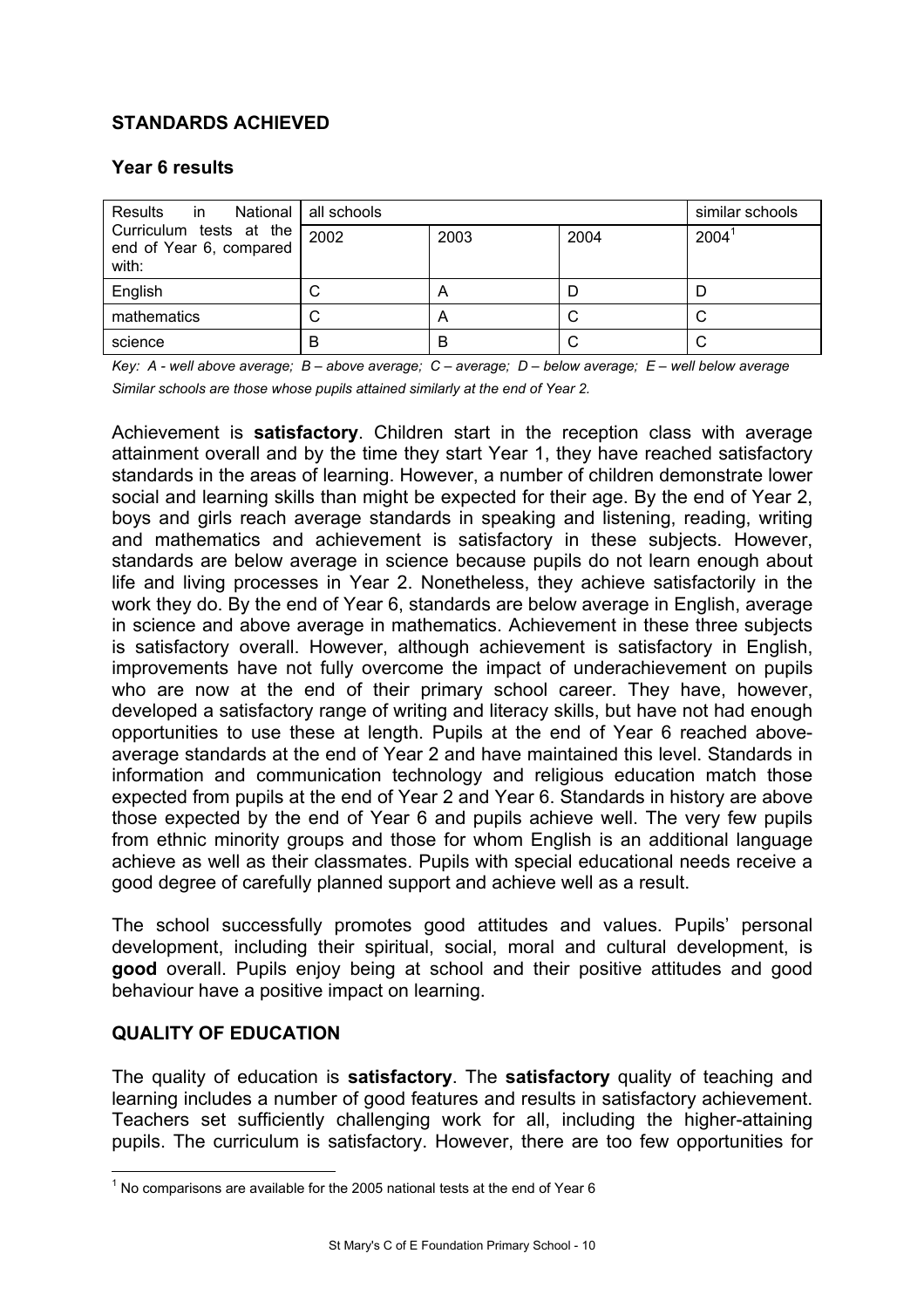## STANDARDS ACHIEVED

### Year 6 results

| Results in National Curriculum tests at the end of Year 6, compared with: | all schools | | | similar schools |
|---|---|---|---|---|
| | 2002 | 2003 | 2004 | 2004[1] |
| English | C | A | D | D |
| mathematics | C | A | C | C |
| science | B | B | C | C |

*Key: A - well above average; B – above average; C – average; D – below average; E – well below average*
*Similar schools are those whose pupils attained similarly at the end of Year 2.*

Achievement is **satisfactory**. Children start in the reception class with average attainment overall and by the time they start Year 1, they have reached satisfactory standards in the areas of learning. However, a number of children demonstrate lower social and learning skills than might be expected for their age. By the end of Year 2, boys and girls reach average standards in speaking and listening, reading, writing and mathematics and achievement is satisfactory in these subjects. However, standards are below average in science because pupils do not learn enough about life and living processes in Year 2. Nonetheless, they achieve satisfactorily in the work they do. By the end of Year 6, standards are below average in English, average in science and above average in mathematics. Achievement in these three subjects is satisfactory overall. However, although achievement is satisfactory in English, improvements have not fully overcome the impact of underachievement on pupils who are now at the end of their primary school career. They have, however, developed a satisfactory range of writing and literacy skills, but have not had enough opportunities to use these at length. Pupils at the end of Year 6 reached above-average standards at the end of Year 2 and have maintained this level. Standards in information and communication technology and religious education match those expected from pupils at the end of Year 2 and Year 6. Standards in history are above those expected by the end of Year 6 and pupils achieve well. The very few pupils from ethnic minority groups and those for whom English is an additional language achieve as well as their classmates. Pupils with special educational needs receive a good degree of carefully planned support and achieve well as a result.

The school successfully promotes good attitudes and values. Pupils' personal development, including their spiritual, social, moral and cultural development, is **good** overall. Pupils enjoy being at school and their positive attitudes and good behaviour have a positive impact on learning.

## QUALITY OF EDUCATION

The quality of education is **satisfactory**. The **satisfactory** quality of teaching and learning includes a number of good features and results in satisfactory achievement. Teachers set sufficiently challenging work for all, including the higher-attaining pupils. The curriculum is satisfactory. However, there are too few opportunities for

[1] No comparisons are available for the 2005 national tests at the end of Year 6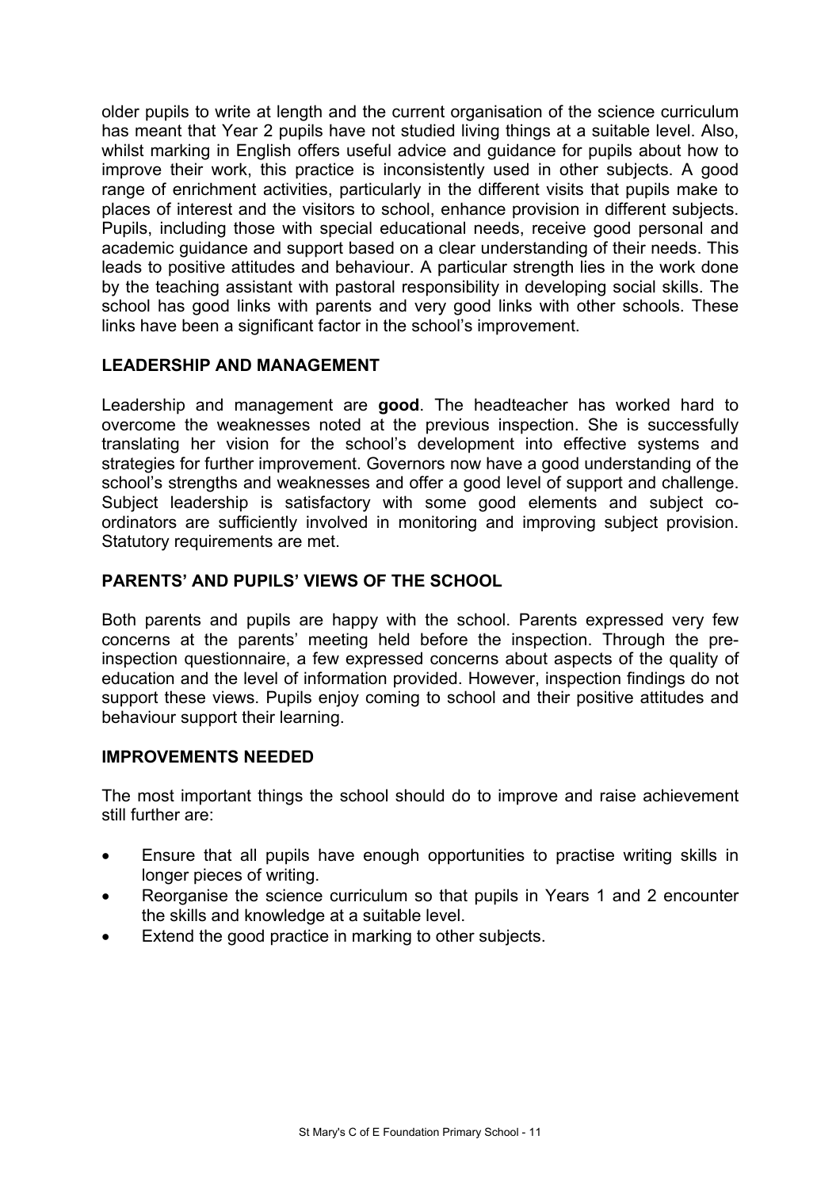older pupils to write at length and the current organisation of the science curriculum has meant that Year 2 pupils have not studied living things at a suitable level. Also, whilst marking in English offers useful advice and guidance for pupils about how to improve their work, this practice is inconsistently used in other subjects. A good range of enrichment activities, particularly in the different visits that pupils make to places of interest and the visitors to school, enhance provision in different subjects. Pupils, including those with special educational needs, receive good personal and academic guidance and support based on a clear understanding of their needs. This leads to positive attitudes and behaviour. A particular strength lies in the work done by the teaching assistant with pastoral responsibility in developing social skills. The school has good links with parents and very good links with other schools. These links have been a significant factor in the school's improvement.

## LEADERSHIP AND MANAGEMENT

Leadership and management are **good**. The headteacher has worked hard to overcome the weaknesses noted at the previous inspection. She is successfully translating her vision for the school's development into effective systems and strategies for further improvement. Governors now have a good understanding of the school's strengths and weaknesses and offer a good level of support and challenge. Subject leadership is satisfactory with some good elements and subject co-ordinators are sufficiently involved in monitoring and improving subject provision. Statutory requirements are met.

## PARENTS' AND PUPILS' VIEWS OF THE SCHOOL

Both parents and pupils are happy with the school. Parents expressed very few concerns at the parents' meeting held before the inspection. Through the pre-inspection questionnaire, a few expressed concerns about aspects of the quality of education and the level of information provided. However, inspection findings do not support these views. Pupils enjoy coming to school and their positive attitudes and behaviour support their learning.

## IMPROVEMENTS NEEDED

The most important things the school should do to improve and raise achievement still further are:

- Ensure that all pupils have enough opportunities to practise writing skills in longer pieces of writing.
- Reorganise the science curriculum so that pupils in Years 1 and 2 encounter the skills and knowledge at a suitable level.
- Extend the good practice in marking to other subjects.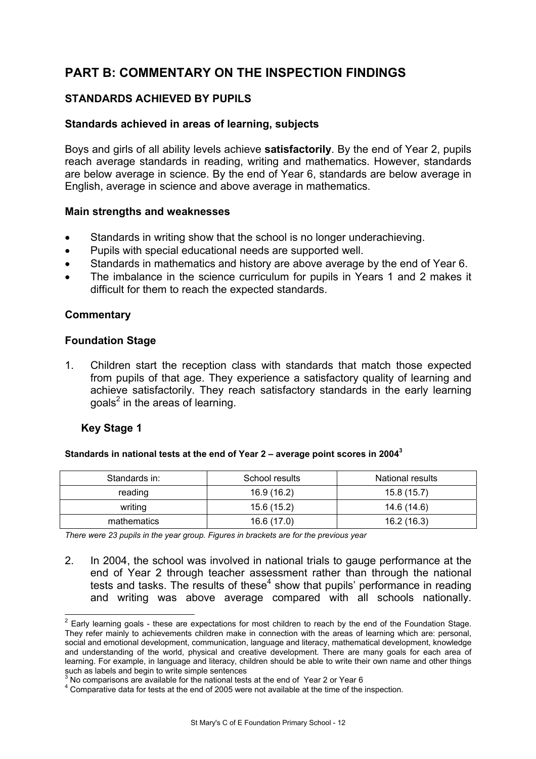## PART B: COMMENTARY ON THE INSPECTION FINDINGS

### STANDARDS ACHIEVED BY PUPILS

#### Standards achieved in areas of learning, subjects

Boys and girls of all ability levels achieve **satisfactorily**. By the end of Year 2, pupils reach average standards in reading, writing and mathematics. However, standards are below average in science. By the end of Year 6, standards are below average in English, average in science and above average in mathematics.

#### Main strengths and weaknesses

- Standards in writing show that the school is no longer underachieving.
- Pupils with special educational needs are supported well.
- Standards in mathematics and history are above average by the end of Year 6.
- The imbalance in the science curriculum for pupils in Years 1 and 2 makes it difficult for them to reach the expected standards.

#### Commentary

#### Foundation Stage

1. Children start the reception class with standards that match those expected from pupils of that age. They experience a satisfactory quality of learning and achieve satisfactorily. They reach satisfactory standards in the early learning goals[2] in the areas of learning.

#### Key Stage 1

**Standards in national tests at the end of Year 2 – average point scores in 2004[3]**

| Standards in: | School results | National results |
|---|---|---|
| reading | 16.9 (16.2) | 15.8 (15.7) |
| writing | 15.6 (15.2) | 14.6 (14.6) |
| mathematics | 16.6 (17.0) | 16.2 (16.3) |

*There were 23 pupils in the year group. Figures in brackets are for the previous year*

2. In 2004, the school was involved in national trials to gauge performance at the end of Year 2 through teacher assessment rather than through the national tests and tasks. The results of these[4] show that pupils' performance in reading and writing was above average compared with all schools nationally.

---

[2] Early learning goals - these are expectations for most children to reach by the end of the Foundation Stage. They refer mainly to achievements children make in connection with the areas of learning which are: personal, social and emotional development, communication, language and literacy, mathematical development, knowledge and understanding of the world, physical and creative development. There are many goals for each area of learning. For example, in language and literacy, children should be able to write their own name and other things such as labels and begin to write simple sentences

[3] No comparisons are available for the national tests at the end of Year 2 or Year 6

[4] Comparative data for tests at the end of 2005 were not available at the time of the inspection.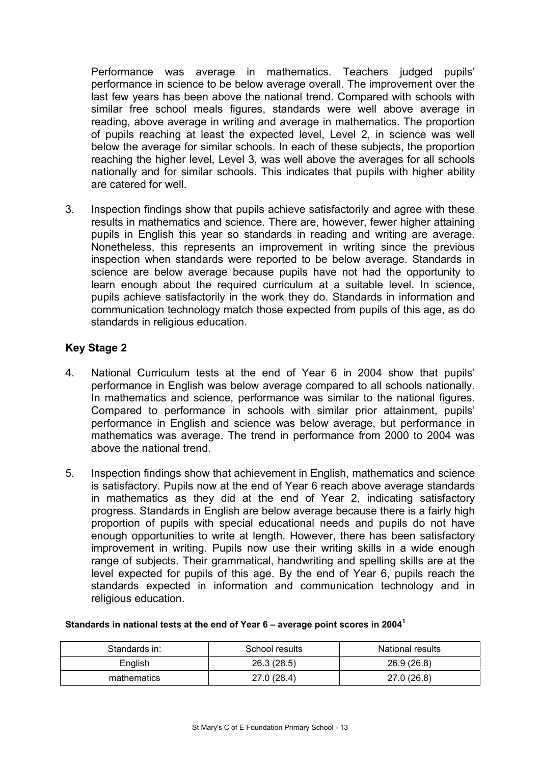Performance was average in mathematics. Teachers judged pupils' performance in science to be below average overall. The improvement over the last few years has been above the national trend. Compared with schools with similar free school meals figures, standards were well above average in reading, above average in writing and average in mathematics. The proportion of pupils reaching at least the expected level, Level 2, in science was well below the average for similar schools. In each of these subjects, the proportion reaching the higher level, Level 3, was well above the averages for all schools nationally and for similar schools. This indicates that pupils with higher ability are catered for well.

3. Inspection findings show that pupils achieve satisfactorily and agree with these results in mathematics and science. There are, however, fewer higher attaining pupils in English this year so standards in reading and writing are average. Nonetheless, this represents an improvement in writing since the previous inspection when standards were reported to be below average. Standards in science are below average because pupils have not had the opportunity to learn enough about the required curriculum at a suitable level. In science, pupils achieve satisfactorily in the work they do. Standards in information and communication technology match those expected from pupils of this age, as do standards in religious education.

## Key Stage 2

4. National Curriculum tests at the end of Year 6 in 2004 show that pupils' performance in English was below average compared to all schools nationally. In mathematics and science, performance was similar to the national figures. Compared to performance in schools with similar prior attainment, pupils' performance in English and science was below average, but performance in mathematics was average. The trend in performance from 2000 to 2004 was above the national trend.

5. Inspection findings show that achievement in English, mathematics and science is satisfactory. Pupils now at the end of Year 6 reach above average standards in mathematics as they did at the end of Year 2, indicating satisfactory progress. Standards in English are below average because there is a fairly high proportion of pupils with special educational needs and pupils do not have enough opportunities to write at length. However, there has been satisfactory improvement in writing. Pupils now use their writing skills in a wide enough range of subjects. Their grammatical, handwriting and spelling skills are at the level expected for pupils of this age. By the end of Year 6, pupils reach the standards expected in information and communication technology and in religious education.

**Standards in national tests at the end of Year 6 – average point scores in 2004[1]**

| Standards in: | School results | National results |
|---|---|---|
| English | 26.3 (28.5) | 26.9 (26.8) |
| mathematics | 27.0 (28.4) | 27.0 (26.8) |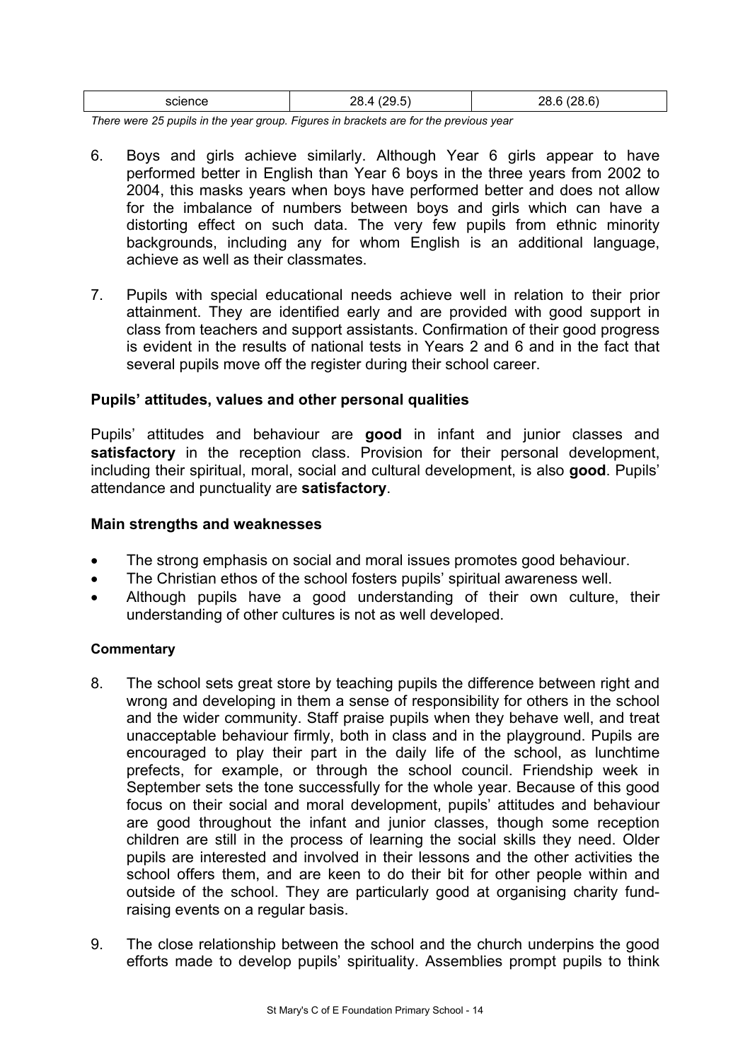| science | 28.4 (29.5) | 28.6 (28.6) |
|---|---|---|

*There were 25 pupils in the year group. Figures in brackets are for the previous year*

6. Boys and girls achieve similarly. Although Year 6 girls appear to have performed better in English than Year 6 boys in the three years from 2002 to 2004, this masks years when boys have performed better and does not allow for the imbalance of numbers between boys and girls which can have a distorting effect on such data. The very few pupils from ethnic minority backgrounds, including any for whom English is an additional language, achieve as well as their classmates.

7. Pupils with special educational needs achieve well in relation to their prior attainment. They are identified early and are provided with good support in class from teachers and support assistants. Confirmation of their good progress is evident in the results of national tests in Years 2 and 6 and in the fact that several pupils move off the register during their school career.

### Pupils' attitudes, values and other personal qualities

Pupils' attitudes and behaviour are **good** in infant and junior classes and **satisfactory** in the reception class. Provision for their personal development, including their spiritual, moral, social and cultural development, is also **good**. Pupils' attendance and punctuality are **satisfactory**.

### Main strengths and weaknesses

- The strong emphasis on social and moral issues promotes good behaviour.
- The Christian ethos of the school fosters pupils' spiritual awareness well.
- Although pupils have a good understanding of their own culture, their understanding of other cultures is not as well developed.

#### Commentary

8. The school sets great store by teaching pupils the difference between right and wrong and developing in them a sense of responsibility for others in the school and the wider community. Staff praise pupils when they behave well, and treat unacceptable behaviour firmly, both in class and in the playground. Pupils are encouraged to play their part in the daily life of the school, as lunchtime prefects, for example, or through the school council. Friendship week in September sets the tone successfully for the whole year. Because of this good focus on their social and moral development, pupils' attitudes and behaviour are good throughout the infant and junior classes, though some reception children are still in the process of learning the social skills they need. Older pupils are interested and involved in their lessons and the other activities the school offers them, and are keen to do their bit for other people within and outside of the school. They are particularly good at organising charity fund-raising events on a regular basis.

9. The close relationship between the school and the church underpins the good efforts made to develop pupils' spirituality. Assemblies prompt pupils to think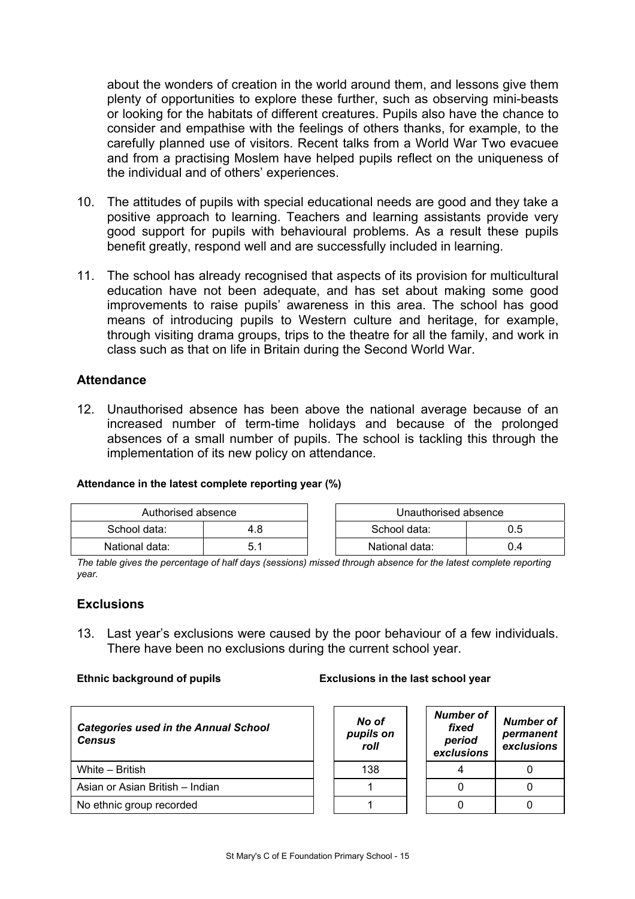about the wonders of creation in the world around them, and lessons give them plenty of opportunities to explore these further, such as observing mini-beasts or looking for the habitats of different creatures. Pupils also have the chance to consider and empathise with the feelings of others thanks, for example, to the carefully planned use of visitors. Recent talks from a World War Two evacuee and from a practising Moslem have helped pupils reflect on the uniqueness of the individual and of others' experiences.

10. The attitudes of pupils with special educational needs are good and they take a positive approach to learning. Teachers and learning assistants provide very good support for pupils with behavioural problems. As a result these pupils benefit greatly, respond well and are successfully included in learning.

11. The school has already recognised that aspects of its provision for multicultural education have not been adequate, and has set about making some good improvements to raise pupils' awareness in this area. The school has good means of introducing pupils to Western culture and heritage, for example, through visiting drama groups, trips to the theatre for all the family, and work in class such as that on life in Britain during the Second World War.

### Attendance

12. Unauthorised absence has been above the national average because of an increased number of term-time holidays and because of the prolonged absences of a small number of pupils. The school is tackling this through the implementation of its new policy on attendance.

**Attendance in the latest complete reporting year (%)**

| Authorised absence | |
|---|---|
| School data: | 4.8 |
| National data: | 5.1 |

| Unauthorised absence | |
|---|---|
| School data: | 0.5 |
| National data: | 0.4 |

*The table gives the percentage of half days (sessions) missed through absence for the latest complete reporting year.*

### Exclusions

13. Last year's exclusions were caused by the poor behaviour of a few individuals. There have been no exclusions during the current school year.

**Ethnic background of pupils** **Exclusions in the last school year**

| *Categories used in the Annual School Census* | *No of pupils on roll* | *Number of fixed period exclusions* | *Number of permanent exclusions* |
|---|---|---|---|
| White – British | 138 | 4 | 0 |
| Asian or Asian British – Indian | 1 | 0 | 0 |
| No ethnic group recorded | 1 | 0 | 0 |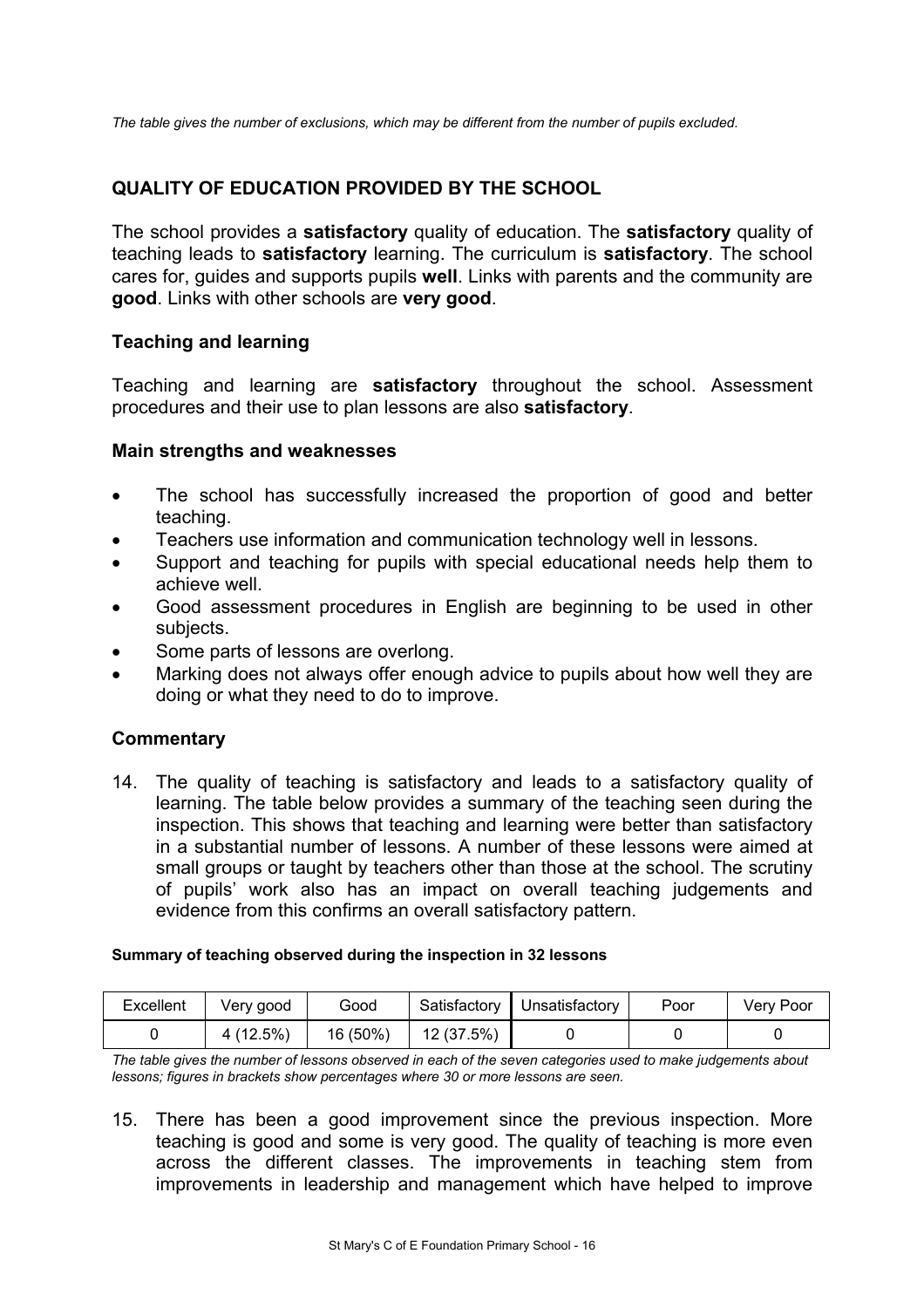*The table gives the number of exclusions, which may be different from the number of pupils excluded.*

## QUALITY OF EDUCATION PROVIDED BY THE SCHOOL

The school provides a **satisfactory** quality of education. The **satisfactory** quality of teaching leads to **satisfactory** learning. The curriculum is **satisfactory**. The school cares for, guides and supports pupils **well**. Links with parents and the community are **good**. Links with other schools are **very good**.

### Teaching and learning

Teaching and learning are **satisfactory** throughout the school. Assessment procedures and their use to plan lessons are also **satisfactory**.

#### Main strengths and weaknesses

- The school has successfully increased the proportion of good and better teaching.
- Teachers use information and communication technology well in lessons.
- Support and teaching for pupils with special educational needs help them to achieve well.
- Good assessment procedures in English are beginning to be used in other subjects.
- Some parts of lessons are overlong.
- Marking does not always offer enough advice to pupils about how well they are doing or what they need to do to improve.

### Commentary

14. The quality of teaching is satisfactory and leads to a satisfactory quality of learning. The table below provides a summary of the teaching seen during the inspection. This shows that teaching and learning were better than satisfactory in a substantial number of lessons. A number of these lessons were aimed at small groups or taught by teachers other than those at the school. The scrutiny of pupils' work also has an impact on overall teaching judgements and evidence from this confirms an overall satisfactory pattern.

**Summary of teaching observed during the inspection in 32 lessons**

| Excellent | Very good | Good | Satisfactory | Unsatisfactory | Poor | Very Poor |
|---|---|---|---|---|---|---|
| 0 | 4 (12.5%) | 16 (50%) | 12 (37.5%) | 0 | 0 | 0 |

*The table gives the number of lessons observed in each of the seven categories used to make judgements about lessons; figures in brackets show percentages where 30 or more lessons are seen.*

15. There has been a good improvement since the previous inspection. More teaching is good and some is very good. The quality of teaching is more even across the different classes. The improvements in teaching stem from improvements in leadership and management which have helped to improve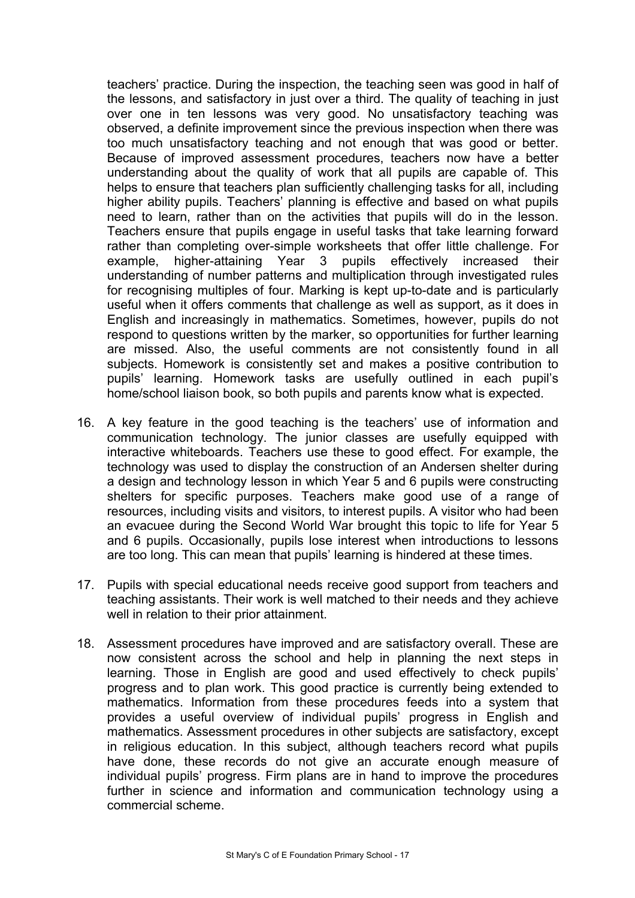teachers' practice. During the inspection, the teaching seen was good in half of the lessons, and satisfactory in just over a third. The quality of teaching in just over one in ten lessons was very good. No unsatisfactory teaching was observed, a definite improvement since the previous inspection when there was too much unsatisfactory teaching and not enough that was good or better. Because of improved assessment procedures, teachers now have a better understanding about the quality of work that all pupils are capable of. This helps to ensure that teachers plan sufficiently challenging tasks for all, including higher ability pupils. Teachers' planning is effective and based on what pupils need to learn, rather than on the activities that pupils will do in the lesson. Teachers ensure that pupils engage in useful tasks that take learning forward rather than completing over-simple worksheets that offer little challenge. For example, higher-attaining Year 3 pupils effectively increased their understanding of number patterns and multiplication through investigated rules for recognising multiples of four. Marking is kept up-to-date and is particularly useful when it offers comments that challenge as well as support, as it does in English and increasingly in mathematics. Sometimes, however, pupils do not respond to questions written by the marker, so opportunities for further learning are missed. Also, the useful comments are not consistently found in all subjects. Homework is consistently set and makes a positive contribution to pupils' learning. Homework tasks are usefully outlined in each pupil's home/school liaison book, so both pupils and parents know what is expected.

16. A key feature in the good teaching is the teachers' use of information and communication technology. The junior classes are usefully equipped with interactive whiteboards. Teachers use these to good effect. For example, the technology was used to display the construction of an Andersen shelter during a design and technology lesson in which Year 5 and 6 pupils were constructing shelters for specific purposes. Teachers make good use of a range of resources, including visits and visitors, to interest pupils. A visitor who had been an evacuee during the Second World War brought this topic to life for Year 5 and 6 pupils. Occasionally, pupils lose interest when introductions to lessons are too long. This can mean that pupils' learning is hindered at these times.

17. Pupils with special educational needs receive good support from teachers and teaching assistants. Their work is well matched to their needs and they achieve well in relation to their prior attainment.

18. Assessment procedures have improved and are satisfactory overall. These are now consistent across the school and help in planning the next steps in learning. Those in English are good and used effectively to check pupils' progress and to plan work. This good practice is currently being extended to mathematics. Information from these procedures feeds into a system that provides a useful overview of individual pupils' progress in English and mathematics. Assessment procedures in other subjects are satisfactory, except in religious education. In this subject, although teachers record what pupils have done, these records do not give an accurate enough measure of individual pupils' progress. Firm plans are in hand to improve the procedures further in science and information and communication technology using a commercial scheme.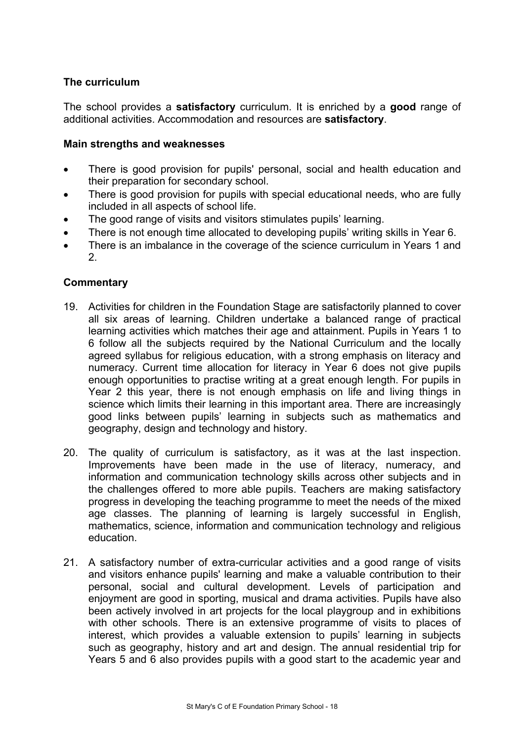### The curriculum

The school provides a **satisfactory** curriculum. It is enriched by a **good** range of additional activities. Accommodation and resources are **satisfactory**.

#### Main strengths and weaknesses

- There is good provision for pupils' personal, social and health education and their preparation for secondary school.
- There is good provision for pupils with special educational needs, who are fully included in all aspects of school life.
- The good range of visits and visitors stimulates pupils' learning.
- There is not enough time allocated to developing pupils' writing skills in Year 6.
- There is an imbalance in the coverage of the science curriculum in Years 1 and 2.

#### Commentary

19. Activities for children in the Foundation Stage are satisfactorily planned to cover all six areas of learning. Children undertake a balanced range of practical learning activities which matches their age and attainment. Pupils in Years 1 to 6 follow all the subjects required by the National Curriculum and the locally agreed syllabus for religious education, with a strong emphasis on literacy and numeracy. Current time allocation for literacy in Year 6 does not give pupils enough opportunities to practise writing at a great enough length. For pupils in Year 2 this year, there is not enough emphasis on life and living things in science which limits their learning in this important area. There are increasingly good links between pupils' learning in subjects such as mathematics and geography, design and technology and history.

20. The quality of curriculum is satisfactory, as it was at the last inspection. Improvements have been made in the use of literacy, numeracy, and information and communication technology skills across other subjects and in the challenges offered to more able pupils. Teachers are making satisfactory progress in developing the teaching programme to meet the needs of the mixed age classes. The planning of learning is largely successful in English, mathematics, science, information and communication technology and religious education.

21. A satisfactory number of extra-curricular activities and a good range of visits and visitors enhance pupils' learning and make a valuable contribution to their personal, social and cultural development. Levels of participation and enjoyment are good in sporting, musical and drama activities. Pupils have also been actively involved in art projects for the local playgroup and in exhibitions with other schools. There is an extensive programme of visits to places of interest, which provides a valuable extension to pupils' learning in subjects such as geography, history and art and design. The annual residential trip for Years 5 and 6 also provides pupils with a good start to the academic year and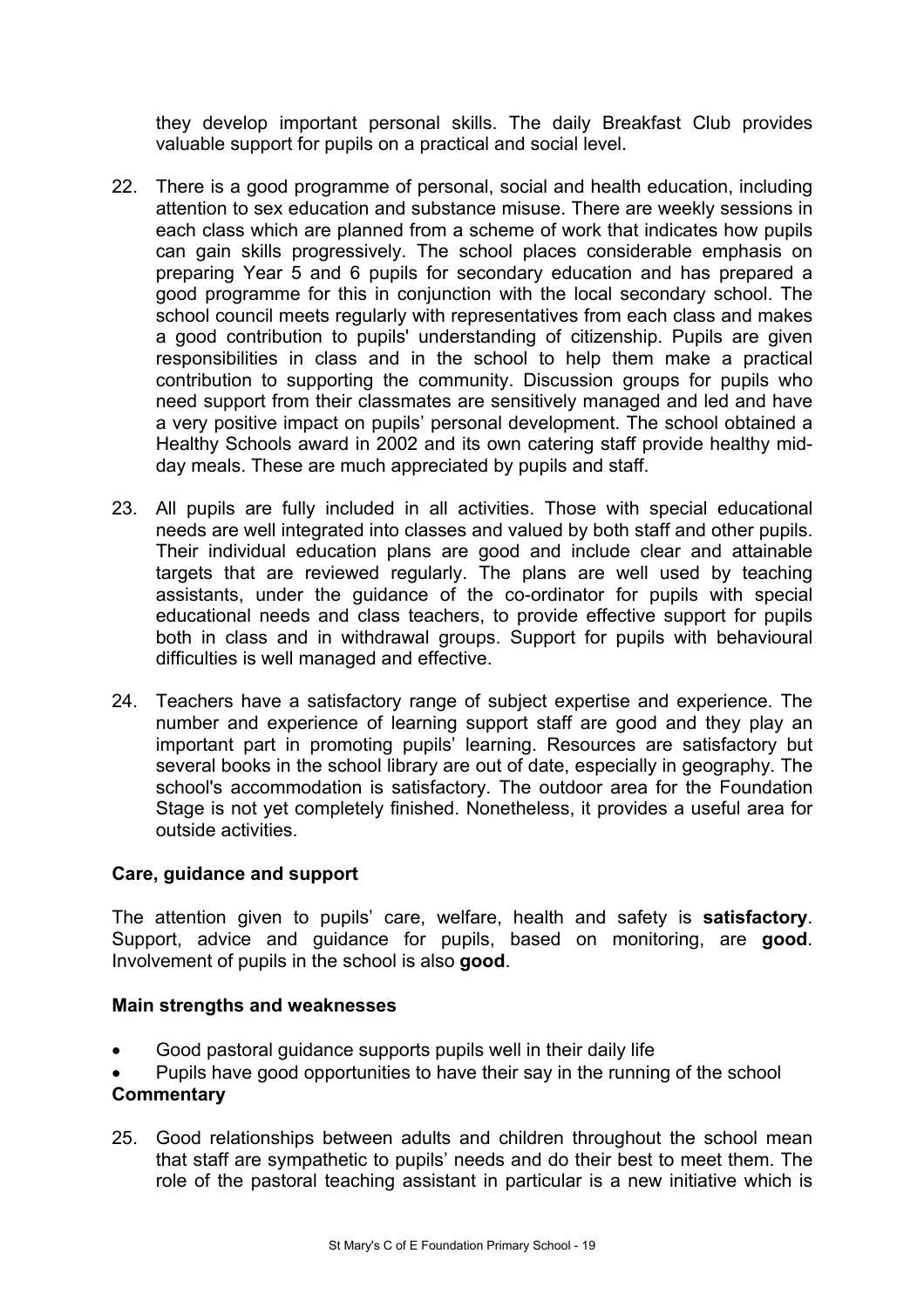they develop important personal skills. The daily Breakfast Club provides valuable support for pupils on a practical and social level.

22. There is a good programme of personal, social and health education, including attention to sex education and substance misuse. There are weekly sessions in each class which are planned from a scheme of work that indicates how pupils can gain skills progressively. The school places considerable emphasis on preparing Year 5 and 6 pupils for secondary education and has prepared a good programme for this in conjunction with the local secondary school. The school council meets regularly with representatives from each class and makes a good contribution to pupils' understanding of citizenship. Pupils are given responsibilities in class and in the school to help them make a practical contribution to supporting the community. Discussion groups for pupils who need support from their classmates are sensitively managed and led and have a very positive impact on pupils' personal development. The school obtained a Healthy Schools award in 2002 and its own catering staff provide healthy mid-day meals. These are much appreciated by pupils and staff.

23. All pupils are fully included in all activities. Those with special educational needs are well integrated into classes and valued by both staff and other pupils. Their individual education plans are good and include clear and attainable targets that are reviewed regularly. The plans are well used by teaching assistants, under the guidance of the co-ordinator for pupils with special educational needs and class teachers, to provide effective support for pupils both in class and in withdrawal groups. Support for pupils with behavioural difficulties is well managed and effective.

24. Teachers have a satisfactory range of subject expertise and experience. The number and experience of learning support staff are good and they play an important part in promoting pupils' learning. Resources are satisfactory but several books in the school library are out of date, especially in geography. The school's accommodation is satisfactory. The outdoor area for the Foundation Stage is not yet completely finished. Nonetheless, it provides a useful area for outside activities.

### Care, guidance and support

The attention given to pupils' care, welfare, health and safety is **satisfactory**. Support, advice and guidance for pupils, based on monitoring, are **good**. Involvement of pupils in the school is also **good**.

#### Main strengths and weaknesses

- Good pastoral guidance supports pupils well in their daily life
- Pupils have good opportunities to have their say in the running of the school

#### Commentary

25. Good relationships between adults and children throughout the school mean that staff are sympathetic to pupils' needs and do their best to meet them. The role of the pastoral teaching assistant in particular is a new initiative which is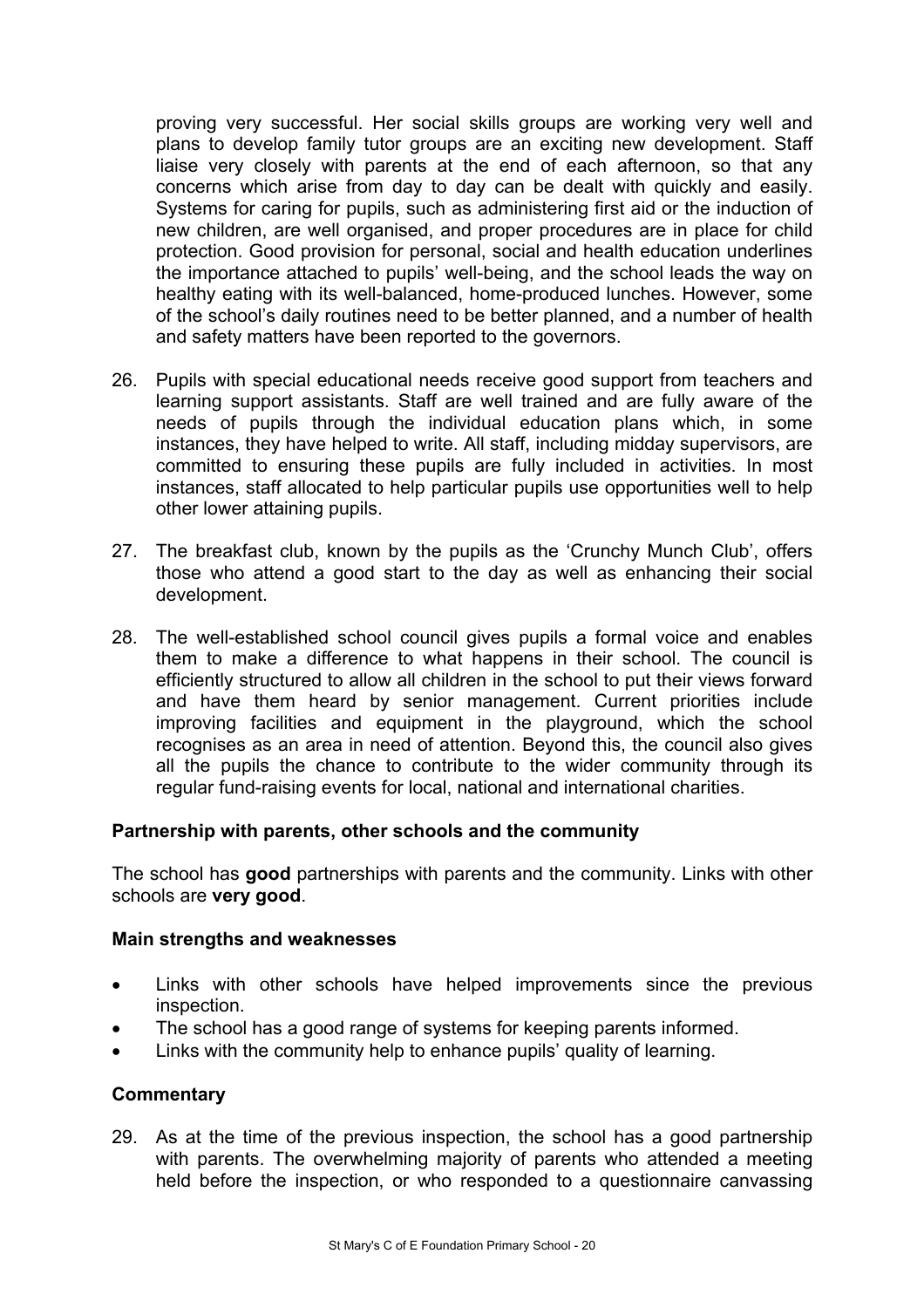proving very successful. Her social skills groups are working very well and plans to develop family tutor groups are an exciting new development. Staff liaise very closely with parents at the end of each afternoon, so that any concerns which arise from day to day can be dealt with quickly and easily. Systems for caring for pupils, such as administering first aid or the induction of new children, are well organised, and proper procedures are in place for child protection. Good provision for personal, social and health education underlines the importance attached to pupils' well-being, and the school leads the way on healthy eating with its well-balanced, home-produced lunches. However, some of the school's daily routines need to be better planned, and a number of health and safety matters have been reported to the governors.

26. Pupils with special educational needs receive good support from teachers and learning support assistants. Staff are well trained and are fully aware of the needs of pupils through the individual education plans which, in some instances, they have helped to write. All staff, including midday supervisors, are committed to ensuring these pupils are fully included in activities. In most instances, staff allocated to help particular pupils use opportunities well to help other lower attaining pupils.

27. The breakfast club, known by the pupils as the 'Crunchy Munch Club', offers those who attend a good start to the day as well as enhancing their social development.

28. The well-established school council gives pupils a formal voice and enables them to make a difference to what happens in their school. The council is efficiently structured to allow all children in the school to put their views forward and have them heard by senior management. Current priorities include improving facilities and equipment in the playground, which the school recognises as an area in need of attention. Beyond this, the council also gives all the pupils the chance to contribute to the wider community through its regular fund-raising events for local, national and international charities.

### Partnership with parents, other schools and the community

The school has **good** partnerships with parents and the community. Links with other schools are **very good**.

### Main strengths and weaknesses

- Links with other schools have helped improvements since the previous inspection.
- The school has a good range of systems for keeping parents informed.
- Links with the community help to enhance pupils' quality of learning.

### Commentary

29. As at the time of the previous inspection, the school has a good partnership with parents. The overwhelming majority of parents who attended a meeting held before the inspection, or who responded to a questionnaire canvassing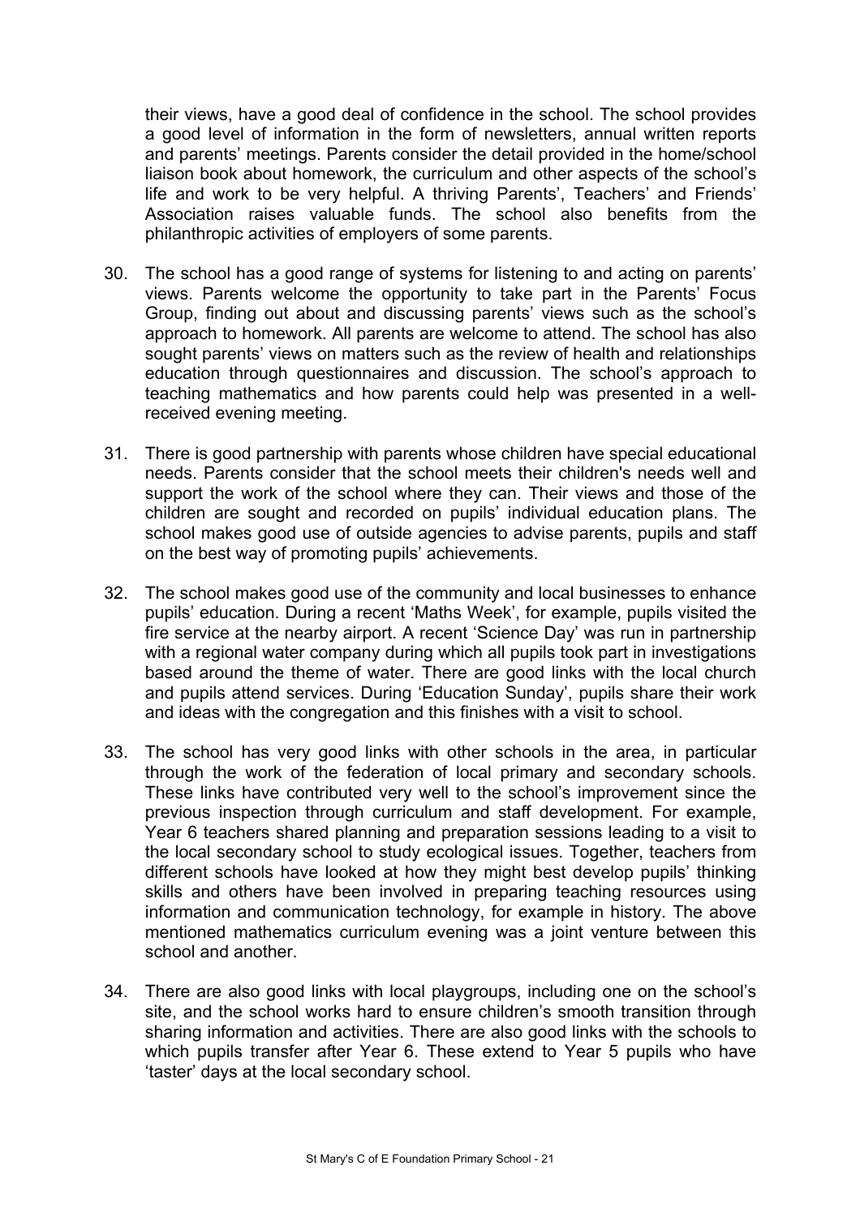their views, have a good deal of confidence in the school. The school provides a good level of information in the form of newsletters, annual written reports and parents' meetings. Parents consider the detail provided in the home/school liaison book about homework, the curriculum and other aspects of the school's life and work to be very helpful. A thriving Parents', Teachers' and Friends' Association raises valuable funds. The school also benefits from the philanthropic activities of employers of some parents.

30. The school has a good range of systems for listening to and acting on parents' views. Parents welcome the opportunity to take part in the Parents' Focus Group, finding out about and discussing parents' views such as the school's approach to homework. All parents are welcome to attend. The school has also sought parents' views on matters such as the review of health and relationships education through questionnaires and discussion. The school's approach to teaching mathematics and how parents could help was presented in a well-received evening meeting.

31. There is good partnership with parents whose children have special educational needs. Parents consider that the school meets their children's needs well and support the work of the school where they can. Their views and those of the children are sought and recorded on pupils' individual education plans. The school makes good use of outside agencies to advise parents, pupils and staff on the best way of promoting pupils' achievements.

32. The school makes good use of the community and local businesses to enhance pupils' education. During a recent 'Maths Week', for example, pupils visited the fire service at the nearby airport. A recent 'Science Day' was run in partnership with a regional water company during which all pupils took part in investigations based around the theme of water. There are good links with the local church and pupils attend services. During 'Education Sunday', pupils share their work and ideas with the congregation and this finishes with a visit to school.

33. The school has very good links with other schools in the area, in particular through the work of the federation of local primary and secondary schools. These links have contributed very well to the school's improvement since the previous inspection through curriculum and staff development. For example, Year 6 teachers shared planning and preparation sessions leading to a visit to the local secondary school to study ecological issues. Together, teachers from different schools have looked at how they might best develop pupils' thinking skills and others have been involved in preparing teaching resources using information and communication technology, for example in history. The above mentioned mathematics curriculum evening was a joint venture between this school and another.

34. There are also good links with local playgroups, including one on the school's site, and the school works hard to ensure children's smooth transition through sharing information and activities. There are also good links with the schools to which pupils transfer after Year 6. These extend to Year 5 pupils who have 'taster' days at the local secondary school.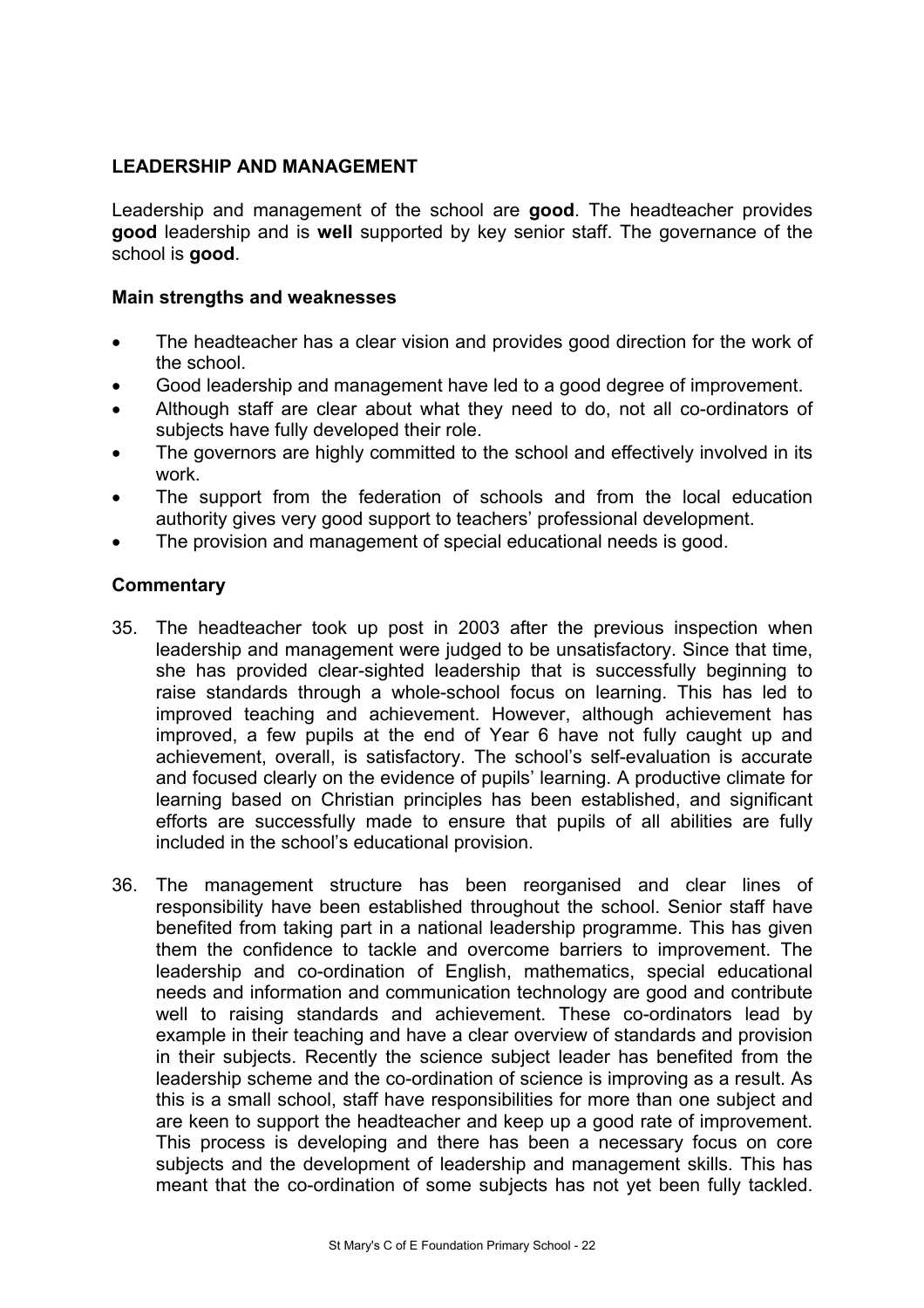## LEADERSHIP AND MANAGEMENT

Leadership and management of the school are **good**. The headteacher provides **good** leadership and is **well** supported by key senior staff. The governance of the school is **good**.

### Main strengths and weaknesses

- The headteacher has a clear vision and provides good direction for the work of the school.
- Good leadership and management have led to a good degree of improvement.
- Although staff are clear about what they need to do, not all co-ordinators of subjects have fully developed their role.
- The governors are highly committed to the school and effectively involved in its work.
- The support from the federation of schools and from the local education authority gives very good support to teachers' professional development.
- The provision and management of special educational needs is good.

### Commentary

35. The headteacher took up post in 2003 after the previous inspection when leadership and management were judged to be unsatisfactory. Since that time, she has provided clear-sighted leadership that is successfully beginning to raise standards through a whole-school focus on learning. This has led to improved teaching and achievement. However, although achievement has improved, a few pupils at the end of Year 6 have not fully caught up and achievement, overall, is satisfactory. The school's self-evaluation is accurate and focused clearly on the evidence of pupils' learning. A productive climate for learning based on Christian principles has been established, and significant efforts are successfully made to ensure that pupils of all abilities are fully included in the school's educational provision.

36. The management structure has been reorganised and clear lines of responsibility have been established throughout the school. Senior staff have benefited from taking part in a national leadership programme. This has given them the confidence to tackle and overcome barriers to improvement. The leadership and co-ordination of English, mathematics, special educational needs and information and communication technology are good and contribute well to raising standards and achievement. These co-ordinators lead by example in their teaching and have a clear overview of standards and provision in their subjects. Recently the science subject leader has benefited from the leadership scheme and the co-ordination of science is improving as a result. As this is a small school, staff have responsibilities for more than one subject and are keen to support the headteacher and keep up a good rate of improvement. This process is developing and there has been a necessary focus on core subjects and the development of leadership and management skills. This has meant that the co-ordination of some subjects has not yet been fully tackled.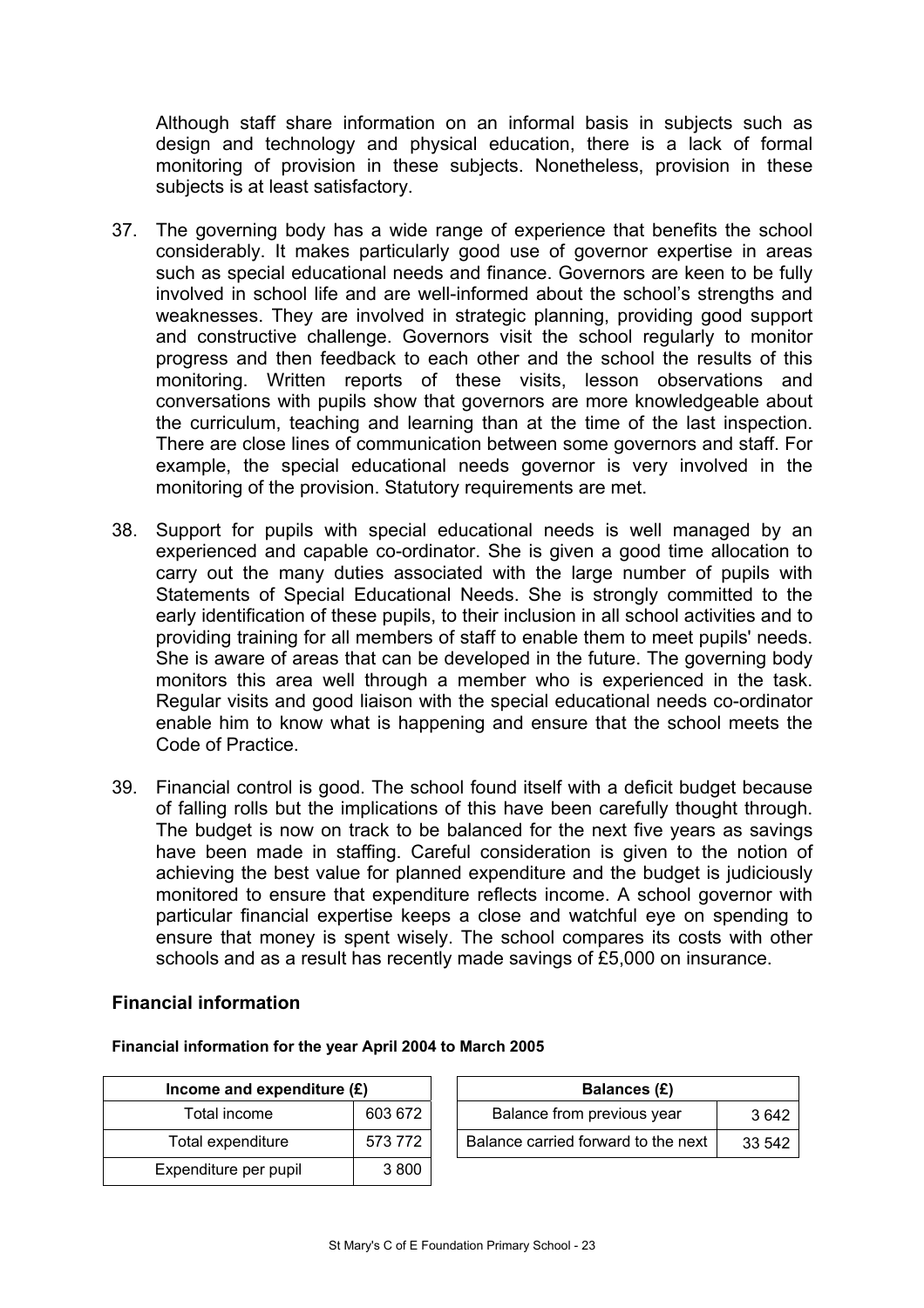Although staff share information on an informal basis in subjects such as design and technology and physical education, there is a lack of formal monitoring of provision in these subjects. Nonetheless, provision in these subjects is at least satisfactory.

37. The governing body has a wide range of experience that benefits the school considerably. It makes particularly good use of governor expertise in areas such as special educational needs and finance. Governors are keen to be fully involved in school life and are well-informed about the school's strengths and weaknesses. They are involved in strategic planning, providing good support and constructive challenge. Governors visit the school regularly to monitor progress and then feedback to each other and the school the results of this monitoring. Written reports of these visits, lesson observations and conversations with pupils show that governors are more knowledgeable about the curriculum, teaching and learning than at the time of the last inspection. There are close lines of communication between some governors and staff. For example, the special educational needs governor is very involved in the monitoring of the provision. Statutory requirements are met.

38. Support for pupils with special educational needs is well managed by an experienced and capable co-ordinator. She is given a good time allocation to carry out the many duties associated with the large number of pupils with Statements of Special Educational Needs. She is strongly committed to the early identification of these pupils, to their inclusion in all school activities and to providing training for all members of staff to enable them to meet pupils' needs. She is aware of areas that can be developed in the future. The governing body monitors this area well through a member who is experienced in the task. Regular visits and good liaison with the special educational needs co-ordinator enable him to know what is happening and ensure that the school meets the Code of Practice.

39. Financial control is good. The school found itself with a deficit budget because of falling rolls but the implications of this have been carefully thought through. The budget is now on track to be balanced for the next five years as savings have been made in staffing. Careful consideration is given to the notion of achieving the best value for planned expenditure and the budget is judiciously monitored to ensure that expenditure reflects income. A school governor with particular financial expertise keeps a close and watchful eye on spending to ensure that money is spent wisely. The school compares its costs with other schools and as a result has recently made savings of £5,000 on insurance.

## Financial information

**Financial information for the year April 2004 to March 2005**

| Income and expenditure (£) | |
|---|---|
| Total income | 603 672 |
| Total expenditure | 573 772 |
| Expenditure per pupil | 3 800 |

| Balances (£) | |
|---|---|
| Balance from previous year | 3 642 |
| Balance carried forward to the next | 33 542 |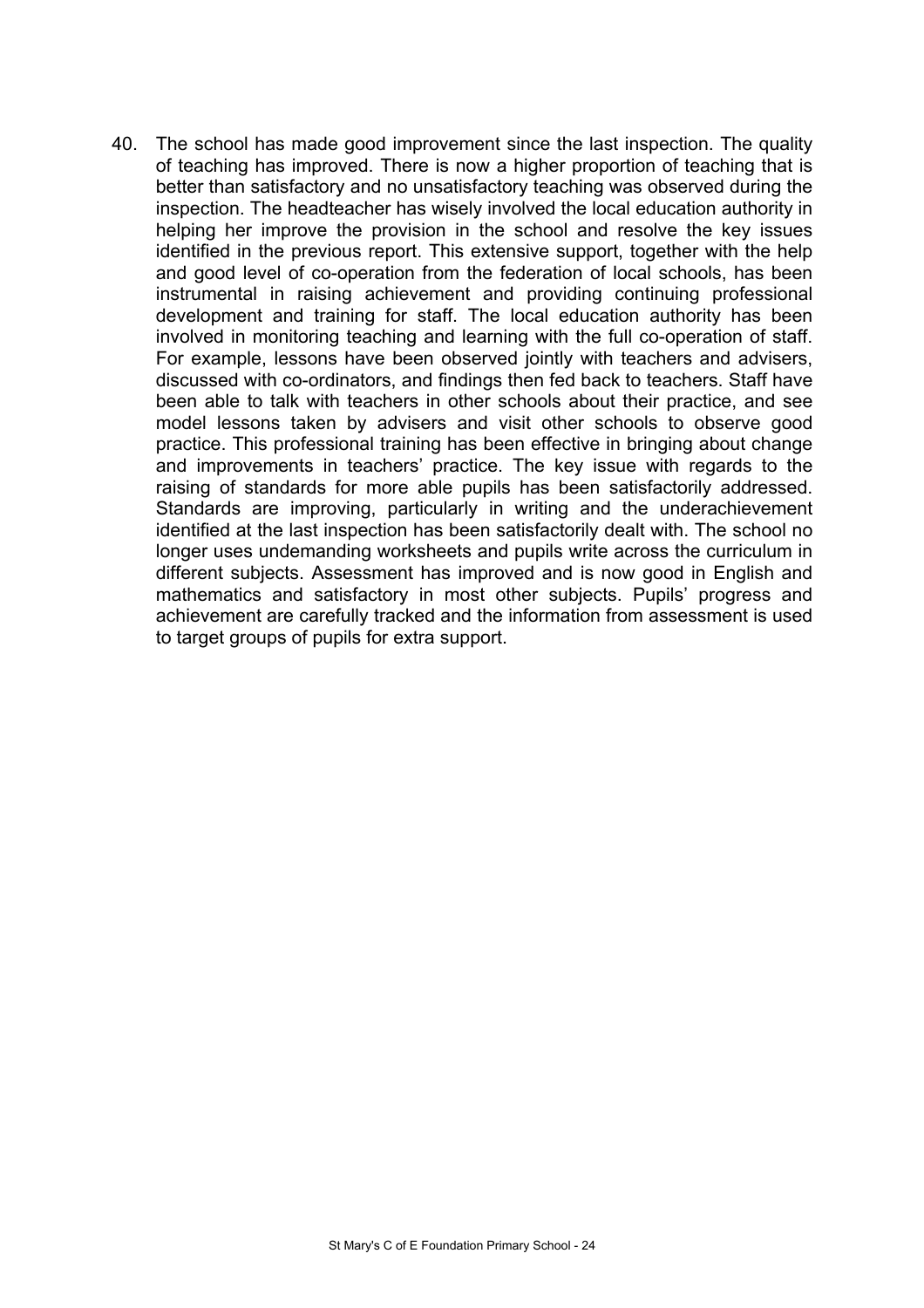40. The school has made good improvement since the last inspection. The quality of teaching has improved. There is now a higher proportion of teaching that is better than satisfactory and no unsatisfactory teaching was observed during the inspection. The headteacher has wisely involved the local education authority in helping her improve the provision in the school and resolve the key issues identified in the previous report. This extensive support, together with the help and good level of co-operation from the federation of local schools, has been instrumental in raising achievement and providing continuing professional development and training for staff. The local education authority has been involved in monitoring teaching and learning with the full co-operation of staff. For example, lessons have been observed jointly with teachers and advisers, discussed with co-ordinators, and findings then fed back to teachers. Staff have been able to talk with teachers in other schools about their practice, and see model lessons taken by advisers and visit other schools to observe good practice. This professional training has been effective in bringing about change and improvements in teachers' practice. The key issue with regards to the raising of standards for more able pupils has been satisfactorily addressed. Standards are improving, particularly in writing and the underachievement identified at the last inspection has been satisfactorily dealt with. The school no longer uses undemanding worksheets and pupils write across the curriculum in different subjects. Assessment has improved and is now good in English and mathematics and satisfactory in most other subjects. Pupils' progress and achievement are carefully tracked and the information from assessment is used to target groups of pupils for extra support.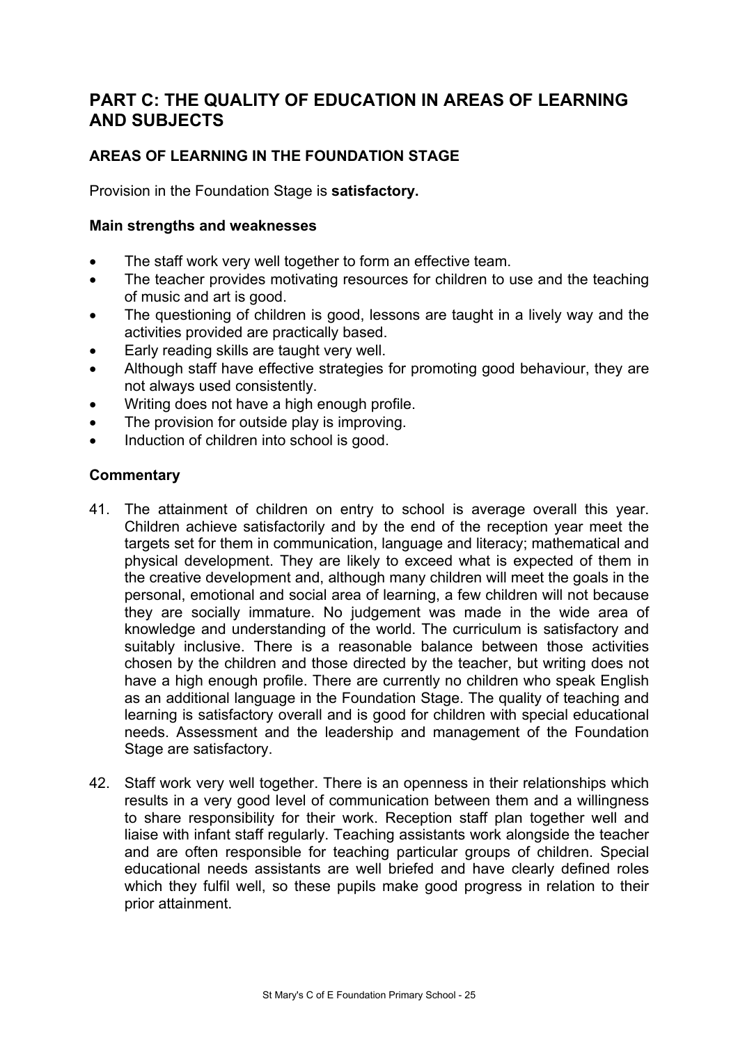# PART C: THE QUALITY OF EDUCATION IN AREAS OF LEARNING AND SUBJECTS

## AREAS OF LEARNING IN THE FOUNDATION STAGE

Provision in the Foundation Stage is **satisfactory.**

### Main strengths and weaknesses

- The staff work very well together to form an effective team.
- The teacher provides motivating resources for children to use and the teaching of music and art is good.
- The questioning of children is good, lessons are taught in a lively way and the activities provided are practically based.
- Early reading skills are taught very well.
- Although staff have effective strategies for promoting good behaviour, they are not always used consistently.
- Writing does not have a high enough profile.
- The provision for outside play is improving.
- Induction of children into school is good.

### Commentary

41. The attainment of children on entry to school is average overall this year. Children achieve satisfactorily and by the end of the reception year meet the targets set for them in communication, language and literacy; mathematical and physical development. They are likely to exceed what is expected of them in the creative development and, although many children will meet the goals in the personal, emotional and social area of learning, a few children will not because they are socially immature. No judgement was made in the wide area of knowledge and understanding of the world. The curriculum is satisfactory and suitably inclusive. There is a reasonable balance between those activities chosen by the children and those directed by the teacher, but writing does not have a high enough profile. There are currently no children who speak English as an additional language in the Foundation Stage. The quality of teaching and learning is satisfactory overall and is good for children with special educational needs. Assessment and the leadership and management of the Foundation Stage are satisfactory.

42. Staff work very well together. There is an openness in their relationships which results in a very good level of communication between them and a willingness to share responsibility for their work. Reception staff plan together well and liaise with infant staff regularly. Teaching assistants work alongside the teacher and are often responsible for teaching particular groups of children. Special educational needs assistants are well briefed and have clearly defined roles which they fulfil well, so these pupils make good progress in relation to their prior attainment.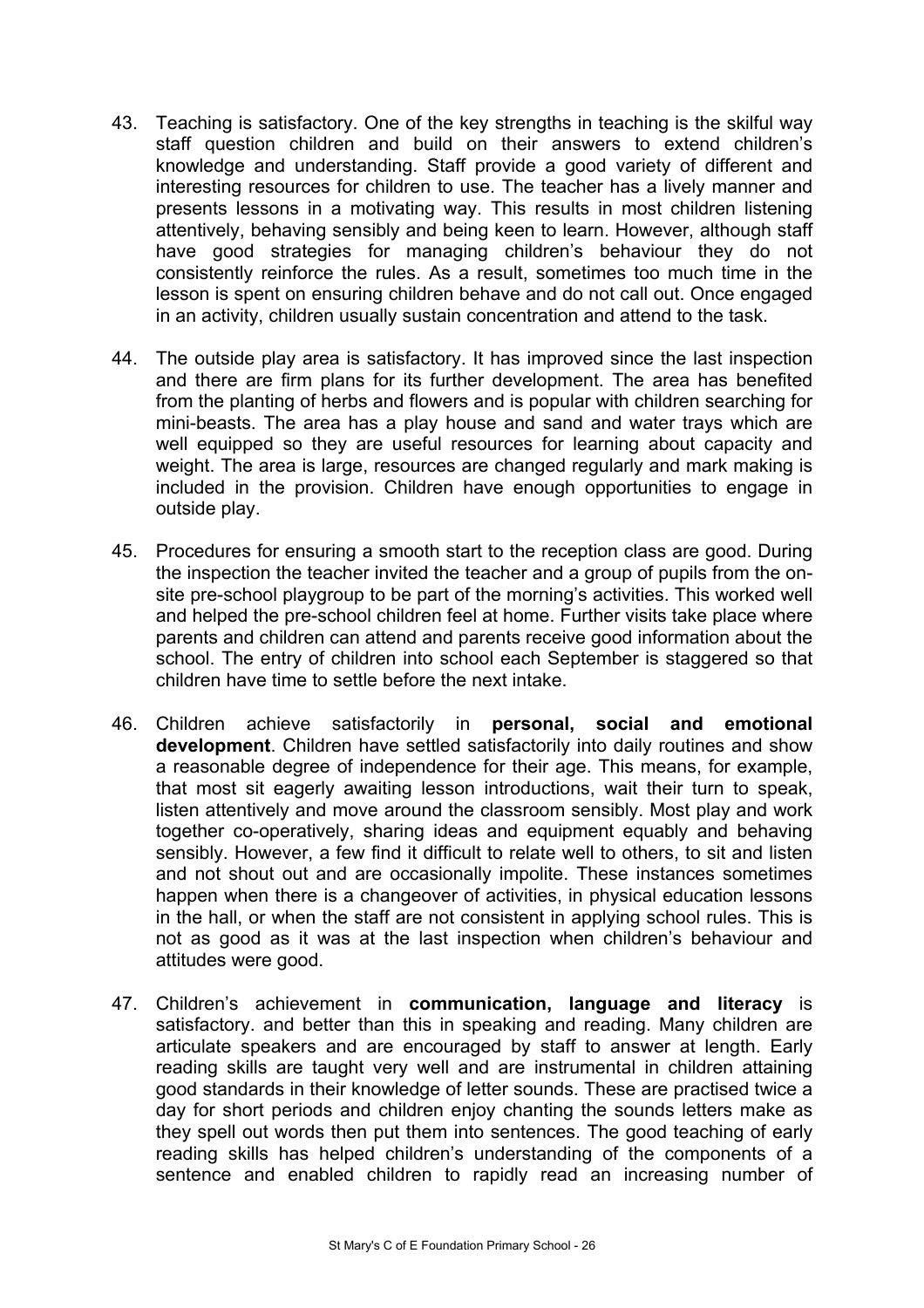43. Teaching is satisfactory. One of the key strengths in teaching is the skilful way staff question children and build on their answers to extend children's knowledge and understanding. Staff provide a good variety of different and interesting resources for children to use. The teacher has a lively manner and presents lessons in a motivating way. This results in most children listening attentively, behaving sensibly and being keen to learn. However, although staff have good strategies for managing children's behaviour they do not consistently reinforce the rules. As a result, sometimes too much time in the lesson is spent on ensuring children behave and do not call out. Once engaged in an activity, children usually sustain concentration and attend to the task.

44. The outside play area is satisfactory. It has improved since the last inspection and there are firm plans for its further development. The area has benefited from the planting of herbs and flowers and is popular with children searching for mini-beasts. The area has a play house and sand and water trays which are well equipped so they are useful resources for learning about capacity and weight. The area is large, resources are changed regularly and mark making is included in the provision. Children have enough opportunities to engage in outside play.

45. Procedures for ensuring a smooth start to the reception class are good. During the inspection the teacher invited the teacher and a group of pupils from the on-site pre-school playgroup to be part of the morning's activities. This worked well and helped the pre-school children feel at home. Further visits take place where parents and children can attend and parents receive good information about the school. The entry of children into school each September is staggered so that children have time to settle before the next intake.

46. Children achieve satisfactorily in **personal, social and emotional development**. Children have settled satisfactorily into daily routines and show a reasonable degree of independence for their age. This means, for example, that most sit eagerly awaiting lesson introductions, wait their turn to speak, listen attentively and move around the classroom sensibly. Most play and work together co-operatively, sharing ideas and equipment equably and behaving sensibly. However, a few find it difficult to relate well to others, to sit and listen and not shout out and are occasionally impolite. These instances sometimes happen when there is a changeover of activities, in physical education lessons in the hall, or when the staff are not consistent in applying school rules. This is not as good as it was at the last inspection when children's behaviour and attitudes were good.

47. Children's achievement in **communication, language and literacy** is satisfactory. and better than this in speaking and reading. Many children are articulate speakers and are encouraged by staff to answer at length. Early reading skills are taught very well and are instrumental in children attaining good standards in their knowledge of letter sounds. These are practised twice a day for short periods and children enjoy chanting the sounds letters make as they spell out words then put them into sentences. The good teaching of early reading skills has helped children's understanding of the components of a sentence and enabled children to rapidly read an increasing number of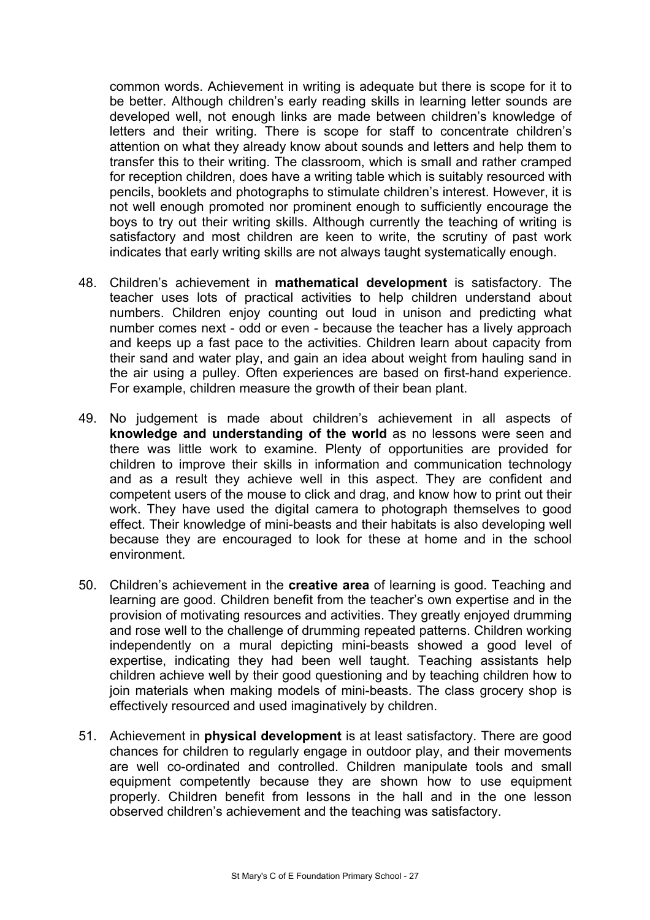common words. Achievement in writing is adequate but there is scope for it to be better. Although children's early reading skills in learning letter sounds are developed well, not enough links are made between children's knowledge of letters and their writing. There is scope for staff to concentrate children's attention on what they already know about sounds and letters and help them to transfer this to their writing. The classroom, which is small and rather cramped for reception children, does have a writing table which is suitably resourced with pencils, booklets and photographs to stimulate children's interest. However, it is not well enough promoted nor prominent enough to sufficiently encourage the boys to try out their writing skills. Although currently the teaching of writing is satisfactory and most children are keen to write, the scrutiny of past work indicates that early writing skills are not always taught systematically enough.

48. Children's achievement in **mathematical development** is satisfactory. The teacher uses lots of practical activities to help children understand about numbers. Children enjoy counting out loud in unison and predicting what number comes next - odd or even - because the teacher has a lively approach and keeps up a fast pace to the activities. Children learn about capacity from their sand and water play, and gain an idea about weight from hauling sand in the air using a pulley. Often experiences are based on first-hand experience. For example, children measure the growth of their bean plant.

49. No judgement is made about children's achievement in all aspects of **knowledge and understanding of the world** as no lessons were seen and there was little work to examine. Plenty of opportunities are provided for children to improve their skills in information and communication technology and as a result they achieve well in this aspect. They are confident and competent users of the mouse to click and drag, and know how to print out their work. They have used the digital camera to photograph themselves to good effect. Their knowledge of mini-beasts and their habitats is also developing well because they are encouraged to look for these at home and in the school environment.

50. Children's achievement in the **creative area** of learning is good. Teaching and learning are good. Children benefit from the teacher's own expertise and in the provision of motivating resources and activities. They greatly enjoyed drumming and rose well to the challenge of drumming repeated patterns. Children working independently on a mural depicting mini-beasts showed a good level of expertise, indicating they had been well taught. Teaching assistants help children achieve well by their good questioning and by teaching children how to join materials when making models of mini-beasts. The class grocery shop is effectively resourced and used imaginatively by children.

51. Achievement in **physical development** is at least satisfactory. There are good chances for children to regularly engage in outdoor play, and their movements are well co-ordinated and controlled. Children manipulate tools and small equipment competently because they are shown how to use equipment properly. Children benefit from lessons in the hall and in the one lesson observed children's achievement and the teaching was satisfactory.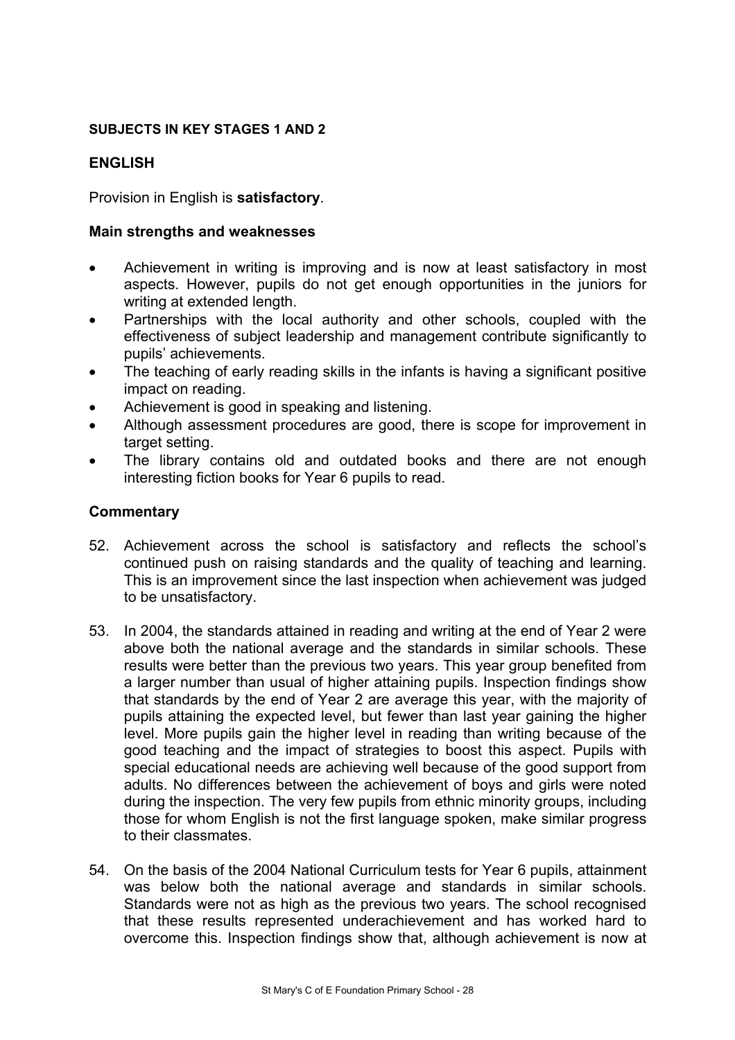## SUBJECTS IN KEY STAGES 1 AND 2

### ENGLISH

Provision in English is **satisfactory**.

#### Main strengths and weaknesses

- Achievement in writing is improving and is now at least satisfactory in most aspects. However, pupils do not get enough opportunities in the juniors for writing at extended length.
- Partnerships with the local authority and other schools, coupled with the effectiveness of subject leadership and management contribute significantly to pupils' achievements.
- The teaching of early reading skills in the infants is having a significant positive impact on reading.
- Achievement is good in speaking and listening.
- Although assessment procedures are good, there is scope for improvement in target setting.
- The library contains old and outdated books and there are not enough interesting fiction books for Year 6 pupils to read.

#### Commentary

52. Achievement across the school is satisfactory and reflects the school's continued push on raising standards and the quality of teaching and learning. This is an improvement since the last inspection when achievement was judged to be unsatisfactory.

53. In 2004, the standards attained in reading and writing at the end of Year 2 were above both the national average and the standards in similar schools. These results were better than the previous two years. This year group benefited from a larger number than usual of higher attaining pupils. Inspection findings show that standards by the end of Year 2 are average this year, with the majority of pupils attaining the expected level, but fewer than last year gaining the higher level. More pupils gain the higher level in reading than writing because of the good teaching and the impact of strategies to boost this aspect. Pupils with special educational needs are achieving well because of the good support from adults. No differences between the achievement of boys and girls were noted during the inspection. The very few pupils from ethnic minority groups, including those for whom English is not the first language spoken, make similar progress to their classmates.

54. On the basis of the 2004 National Curriculum tests for Year 6 pupils, attainment was below both the national average and standards in similar schools. Standards were not as high as the previous two years. The school recognised that these results represented underachievement and has worked hard to overcome this. Inspection findings show that, although achievement is now at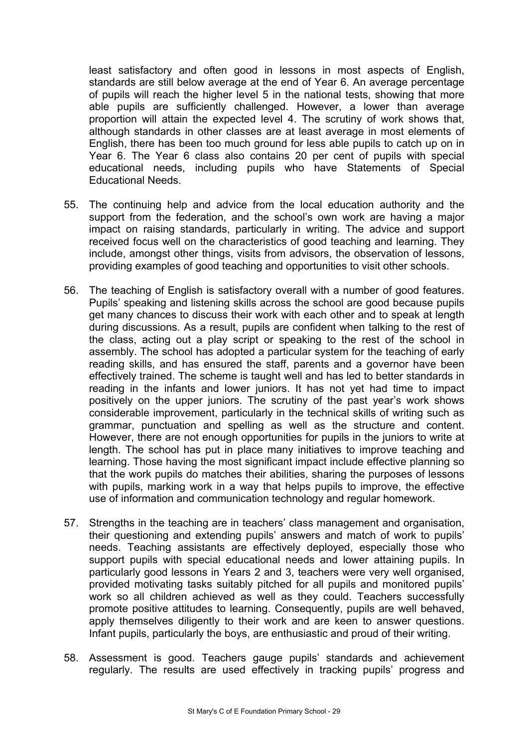least satisfactory and often good in lessons in most aspects of English, standards are still below average at the end of Year 6. An average percentage of pupils will reach the higher level 5 in the national tests, showing that more able pupils are sufficiently challenged. However, a lower than average proportion will attain the expected level 4. The scrutiny of work shows that, although standards in other classes are at least average in most elements of English, there has been too much ground for less able pupils to catch up on in Year 6. The Year 6 class also contains 20 per cent of pupils with special educational needs, including pupils who have Statements of Special Educational Needs.

55. The continuing help and advice from the local education authority and the support from the federation, and the school's own work are having a major impact on raising standards, particularly in writing. The advice and support received focus well on the characteristics of good teaching and learning. They include, amongst other things, visits from advisors, the observation of lessons, providing examples of good teaching and opportunities to visit other schools.

56. The teaching of English is satisfactory overall with a number of good features. Pupils' speaking and listening skills across the school are good because pupils get many chances to discuss their work with each other and to speak at length during discussions. As a result, pupils are confident when talking to the rest of the class, acting out a play script or speaking to the rest of the school in assembly. The school has adopted a particular system for the teaching of early reading skills, and has ensured the staff, parents and a governor have been effectively trained. The scheme is taught well and has led to better standards in reading in the infants and lower juniors. It has not yet had time to impact positively on the upper juniors. The scrutiny of the past year's work shows considerable improvement, particularly in the technical skills of writing such as grammar, punctuation and spelling as well as the structure and content. However, there are not enough opportunities for pupils in the juniors to write at length. The school has put in place many initiatives to improve teaching and learning. Those having the most significant impact include effective planning so that the work pupils do matches their abilities, sharing the purposes of lessons with pupils, marking work in a way that helps pupils to improve, the effective use of information and communication technology and regular homework.

57. Strengths in the teaching are in teachers' class management and organisation, their questioning and extending pupils' answers and match of work to pupils' needs. Teaching assistants are effectively deployed, especially those who support pupils with special educational needs and lower attaining pupils. In particularly good lessons in Years 2 and 3, teachers were very well organised, provided motivating tasks suitably pitched for all pupils and monitored pupils' work so all children achieved as well as they could. Teachers successfully promote positive attitudes to learning. Consequently, pupils are well behaved, apply themselves diligently to their work and are keen to answer questions. Infant pupils, particularly the boys, are enthusiastic and proud of their writing.

58. Assessment is good. Teachers gauge pupils' standards and achievement regularly. The results are used effectively in tracking pupils' progress and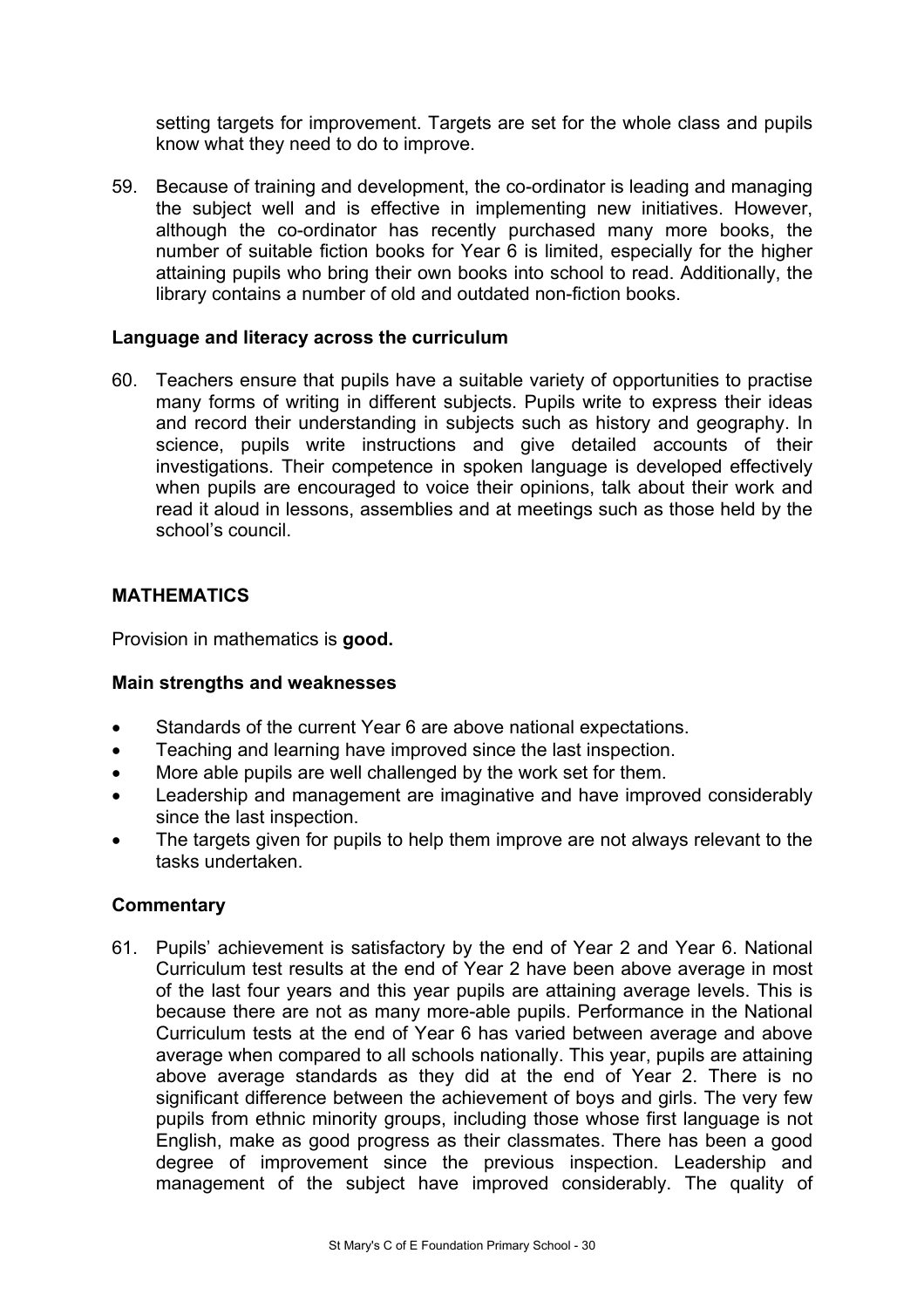setting targets for improvement. Targets are set for the whole class and pupils know what they need to do to improve.

59. Because of training and development, the co-ordinator is leading and managing the subject well and is effective in implementing new initiatives. However, although the co-ordinator has recently purchased many more books, the number of suitable fiction books for Year 6 is limited, especially for the higher attaining pupils who bring their own books into school to read. Additionally, the library contains a number of old and outdated non-fiction books.

**Language and literacy across the curriculum**

60. Teachers ensure that pupils have a suitable variety of opportunities to practise many forms of writing in different subjects. Pupils write to express their ideas and record their understanding in subjects such as history and geography. In science, pupils write instructions and give detailed accounts of their investigations. Their competence in spoken language is developed effectively when pupils are encouraged to voice their opinions, talk about their work and read it aloud in lessons, assemblies and at meetings such as those held by the school's council.

## MATHEMATICS

Provision in mathematics is **good.**

**Main strengths and weaknesses**

- Standards of the current Year 6 are above national expectations.
- Teaching and learning have improved since the last inspection.
- More able pupils are well challenged by the work set for them.
- Leadership and management are imaginative and have improved considerably since the last inspection.
- The targets given for pupils to help them improve are not always relevant to the tasks undertaken.

**Commentary**

61. Pupils' achievement is satisfactory by the end of Year 2 and Year 6. National Curriculum test results at the end of Year 2 have been above average in most of the last four years and this year pupils are attaining average levels. This is because there are not as many more-able pupils. Performance in the National Curriculum tests at the end of Year 6 has varied between average and above average when compared to all schools nationally. This year, pupils are attaining above average standards as they did at the end of Year 2. There is no significant difference between the achievement of boys and girls. The very few pupils from ethnic minority groups, including those whose first language is not English, make as good progress as their classmates. There has been a good degree of improvement since the previous inspection. Leadership and management of the subject have improved considerably. The quality of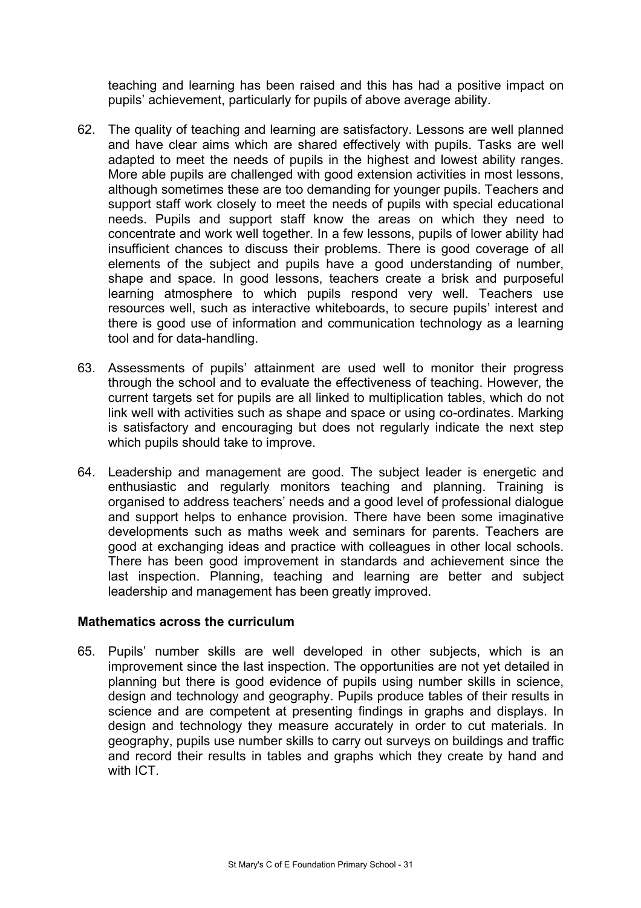teaching and learning has been raised and this has had a positive impact on pupils' achievement, particularly for pupils of above average ability.

62. The quality of teaching and learning are satisfactory. Lessons are well planned and have clear aims which are shared effectively with pupils. Tasks are well adapted to meet the needs of pupils in the highest and lowest ability ranges. More able pupils are challenged with good extension activities in most lessons, although sometimes these are too demanding for younger pupils. Teachers and support staff work closely to meet the needs of pupils with special educational needs. Pupils and support staff know the areas on which they need to concentrate and work well together. In a few lessons, pupils of lower ability had insufficient chances to discuss their problems. There is good coverage of all elements of the subject and pupils have a good understanding of number, shape and space. In good lessons, teachers create a brisk and purposeful learning atmosphere to which pupils respond very well. Teachers use resources well, such as interactive whiteboards, to secure pupils' interest and there is good use of information and communication technology as a learning tool and for data-handling.

63. Assessments of pupils' attainment are used well to monitor their progress through the school and to evaluate the effectiveness of teaching. However, the current targets set for pupils are all linked to multiplication tables, which do not link well with activities such as shape and space or using co-ordinates. Marking is satisfactory and encouraging but does not regularly indicate the next step which pupils should take to improve.

64. Leadership and management are good. The subject leader is energetic and enthusiastic and regularly monitors teaching and planning. Training is organised to address teachers' needs and a good level of professional dialogue and support helps to enhance provision. There have been some imaginative developments such as maths week and seminars for parents. Teachers are good at exchanging ideas and practice with colleagues in other local schools. There has been good improvement in standards and achievement since the last inspection. Planning, teaching and learning are better and subject leadership and management has been greatly improved.

### Mathematics across the curriculum

65. Pupils' number skills are well developed in other subjects, which is an improvement since the last inspection. The opportunities are not yet detailed in planning but there is good evidence of pupils using number skills in science, design and technology and geography. Pupils produce tables of their results in science and are competent at presenting findings in graphs and displays. In design and technology they measure accurately in order to cut materials. In geography, pupils use number skills to carry out surveys on buildings and traffic and record their results in tables and graphs which they create by hand and with ICT.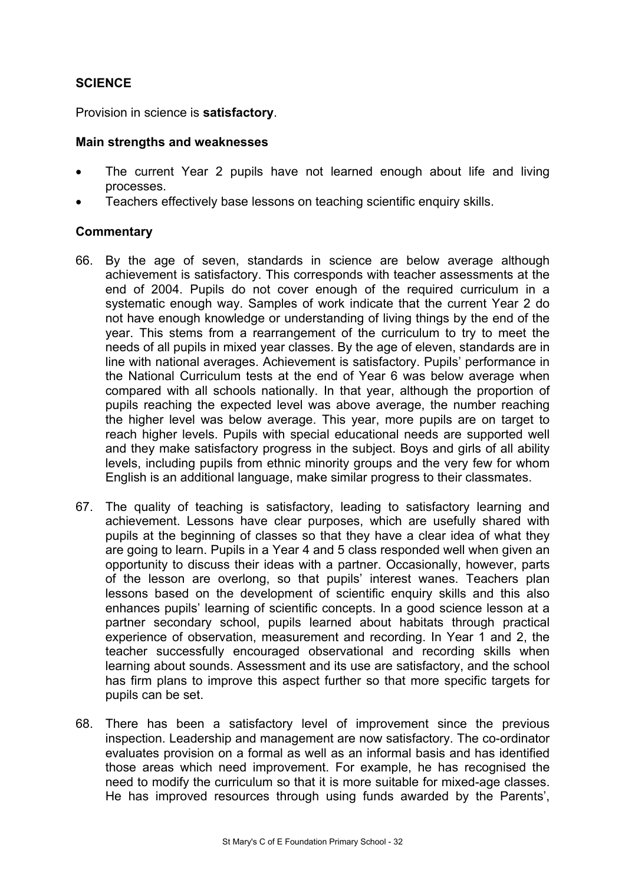## SCIENCE

Provision in science is **satisfactory**.

### Main strengths and weaknesses

- The current Year 2 pupils have not learned enough about life and living processes.
- Teachers effectively base lessons on teaching scientific enquiry skills.

### Commentary

66. By the age of seven, standards in science are below average although achievement is satisfactory. This corresponds with teacher assessments at the end of 2004. Pupils do not cover enough of the required curriculum in a systematic enough way. Samples of work indicate that the current Year 2 do not have enough knowledge or understanding of living things by the end of the year. This stems from a rearrangement of the curriculum to try to meet the needs of all pupils in mixed year classes. By the age of eleven, standards are in line with national averages. Achievement is satisfactory. Pupils' performance in the National Curriculum tests at the end of Year 6 was below average when compared with all schools nationally. In that year, although the proportion of pupils reaching the expected level was above average, the number reaching the higher level was below average. This year, more pupils are on target to reach higher levels. Pupils with special educational needs are supported well and they make satisfactory progress in the subject. Boys and girls of all ability levels, including pupils from ethnic minority groups and the very few for whom English is an additional language, make similar progress to their classmates.

67. The quality of teaching is satisfactory, leading to satisfactory learning and achievement. Lessons have clear purposes, which are usefully shared with pupils at the beginning of classes so that they have a clear idea of what they are going to learn. Pupils in a Year 4 and 5 class responded well when given an opportunity to discuss their ideas with a partner. Occasionally, however, parts of the lesson are overlong, so that pupils' interest wanes. Teachers plan lessons based on the development of scientific enquiry skills and this also enhances pupils' learning of scientific concepts. In a good science lesson at a partner secondary school, pupils learned about habitats through practical experience of observation, measurement and recording. In Year 1 and 2, the teacher successfully encouraged observational and recording skills when learning about sounds. Assessment and its use are satisfactory, and the school has firm plans to improve this aspect further so that more specific targets for pupils can be set.

68. There has been a satisfactory level of improvement since the previous inspection. Leadership and management are now satisfactory. The co-ordinator evaluates provision on a formal as well as an informal basis and has identified those areas which need improvement. For example, he has recognised the need to modify the curriculum so that it is more suitable for mixed-age classes. He has improved resources through using funds awarded by the Parents',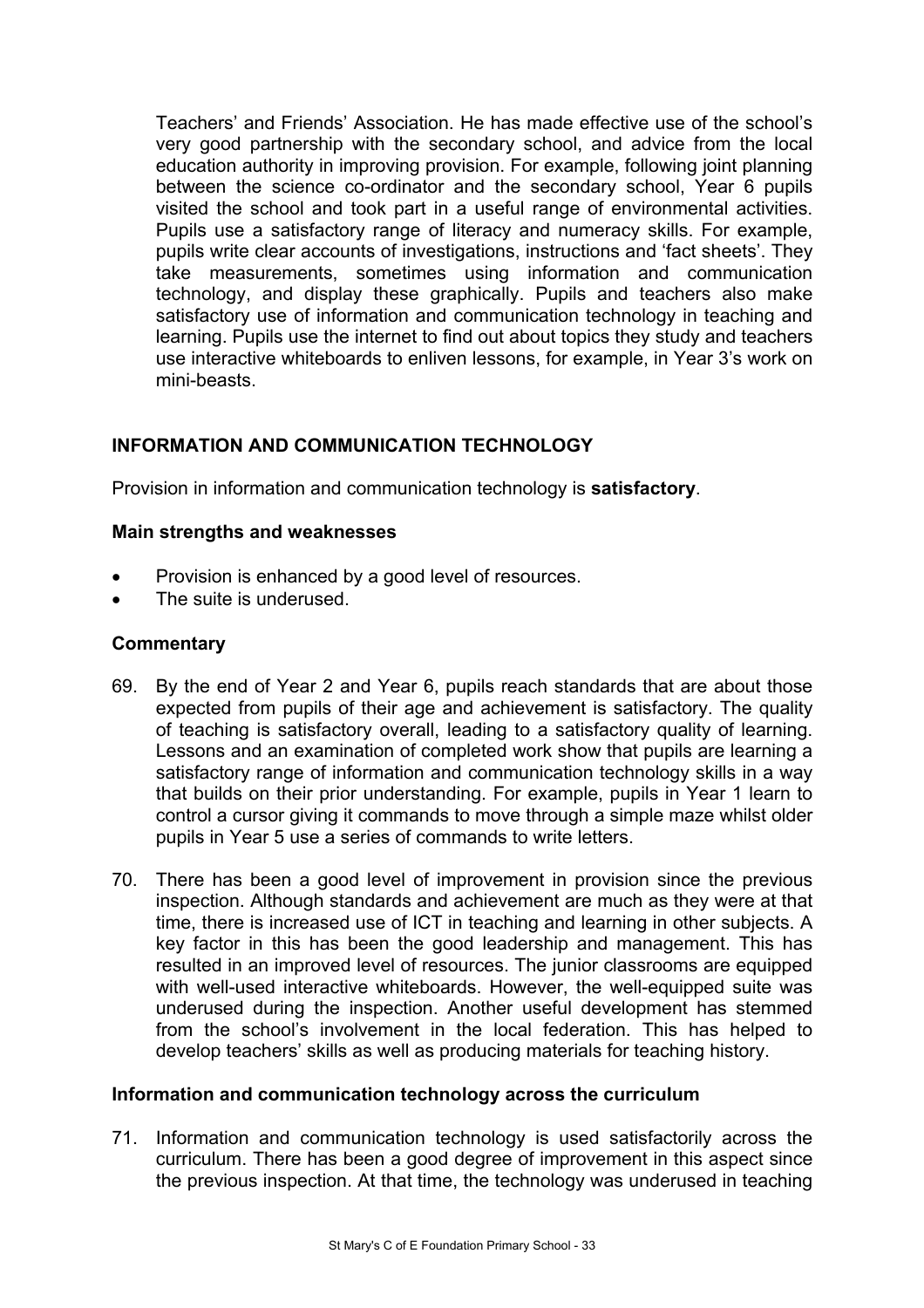Teachers' and Friends' Association. He has made effective use of the school's very good partnership with the secondary school, and advice from the local education authority in improving provision. For example, following joint planning between the science co-ordinator and the secondary school, Year 6 pupils visited the school and took part in a useful range of environmental activities. Pupils use a satisfactory range of literacy and numeracy skills. For example, pupils write clear accounts of investigations, instructions and 'fact sheets'. They take measurements, sometimes using information and communication technology, and display these graphically. Pupils and teachers also make satisfactory use of information and communication technology in teaching and learning. Pupils use the internet to find out about topics they study and teachers use interactive whiteboards to enliven lessons, for example, in Year 3's work on mini-beasts.

## INFORMATION AND COMMUNICATION TECHNOLOGY

Provision in information and communication technology is **satisfactory**.

### Main strengths and weaknesses

- Provision is enhanced by a good level of resources.
- The suite is underused.

### Commentary

69. By the end of Year 2 and Year 6, pupils reach standards that are about those expected from pupils of their age and achievement is satisfactory. The quality of teaching is satisfactory overall, leading to a satisfactory quality of learning. Lessons and an examination of completed work show that pupils are learning a satisfactory range of information and communication technology skills in a way that builds on their prior understanding. For example, pupils in Year 1 learn to control a cursor giving it commands to move through a simple maze whilst older pupils in Year 5 use a series of commands to write letters.

70. There has been a good level of improvement in provision since the previous inspection. Although standards and achievement are much as they were at that time, there is increased use of ICT in teaching and learning in other subjects. A key factor in this has been the good leadership and management. This has resulted in an improved level of resources. The junior classrooms are equipped with well-used interactive whiteboards. However, the well-equipped suite was underused during the inspection. Another useful development has stemmed from the school's involvement in the local federation. This has helped to develop teachers' skills as well as producing materials for teaching history.

### Information and communication technology across the curriculum

71. Information and communication technology is used satisfactorily across the curriculum. There has been a good degree of improvement in this aspect since the previous inspection. At that time, the technology was underused in teaching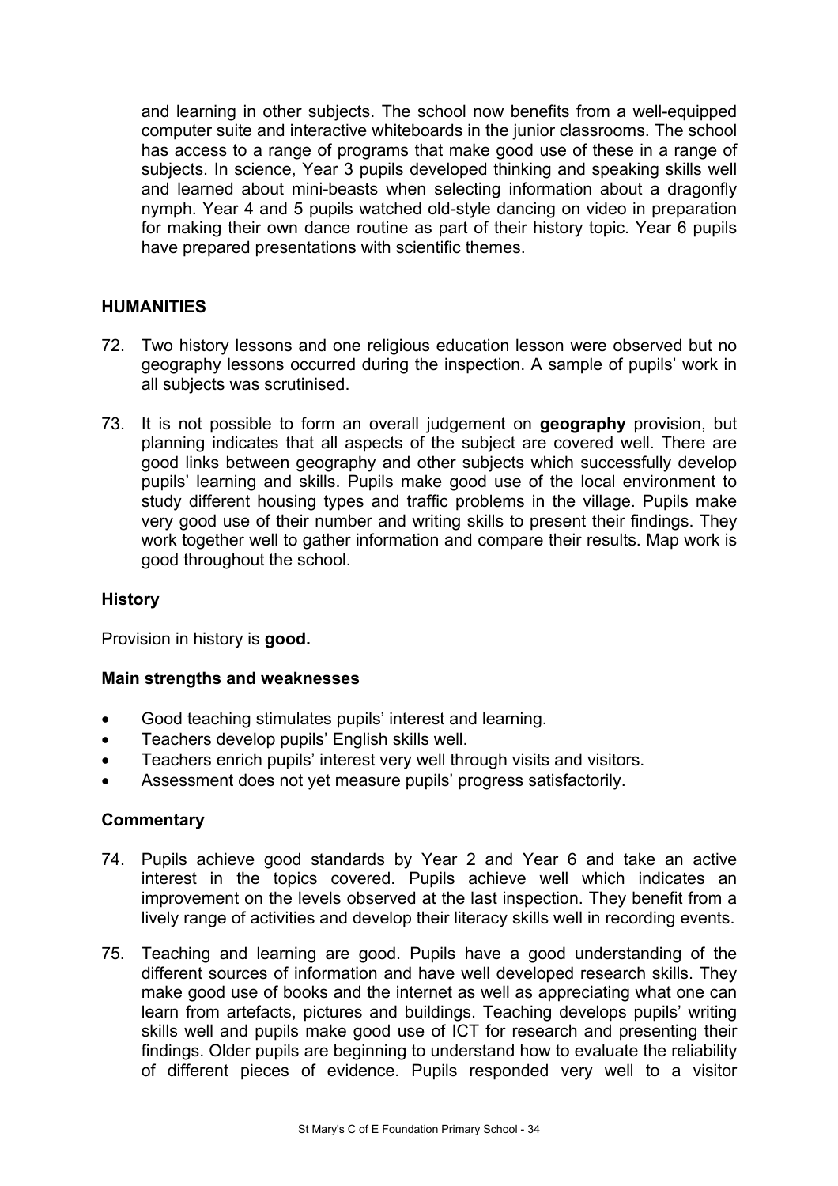and learning in other subjects. The school now benefits from a well-equipped computer suite and interactive whiteboards in the junior classrooms. The school has access to a range of programs that make good use of these in a range of subjects. In science, Year 3 pupils developed thinking and speaking skills well and learned about mini-beasts when selecting information about a dragonfly nymph. Year 4 and 5 pupils watched old-style dancing on video in preparation for making their own dance routine as part of their history topic. Year 6 pupils have prepared presentations with scientific themes.

## HUMANITIES

72. Two history lessons and one religious education lesson were observed but no geography lessons occurred during the inspection. A sample of pupils' work in all subjects was scrutinised.

73. It is not possible to form an overall judgement on **geography** provision, but planning indicates that all aspects of the subject are covered well. There are good links between geography and other subjects which successfully develop pupils' learning and skills. Pupils make good use of the local environment to study different housing types and traffic problems in the village. Pupils make very good use of their number and writing skills to present their findings. They work together well to gather information and compare their results. Map work is good throughout the school.

### History

Provision in history is **good.**

#### Main strengths and weaknesses

- Good teaching stimulates pupils' interest and learning.
- Teachers develop pupils' English skills well.
- Teachers enrich pupils' interest very well through visits and visitors.
- Assessment does not yet measure pupils' progress satisfactorily.

#### Commentary

74. Pupils achieve good standards by Year 2 and Year 6 and take an active interest in the topics covered. Pupils achieve well which indicates an improvement on the levels observed at the last inspection. They benefit from a lively range of activities and develop their literacy skills well in recording events.

75. Teaching and learning are good. Pupils have a good understanding of the different sources of information and have well developed research skills. They make good use of books and the internet as well as appreciating what one can learn from artefacts, pictures and buildings. Teaching develops pupils' writing skills well and pupils make good use of ICT for research and presenting their findings. Older pupils are beginning to understand how to evaluate the reliability of different pieces of evidence. Pupils responded very well to a visitor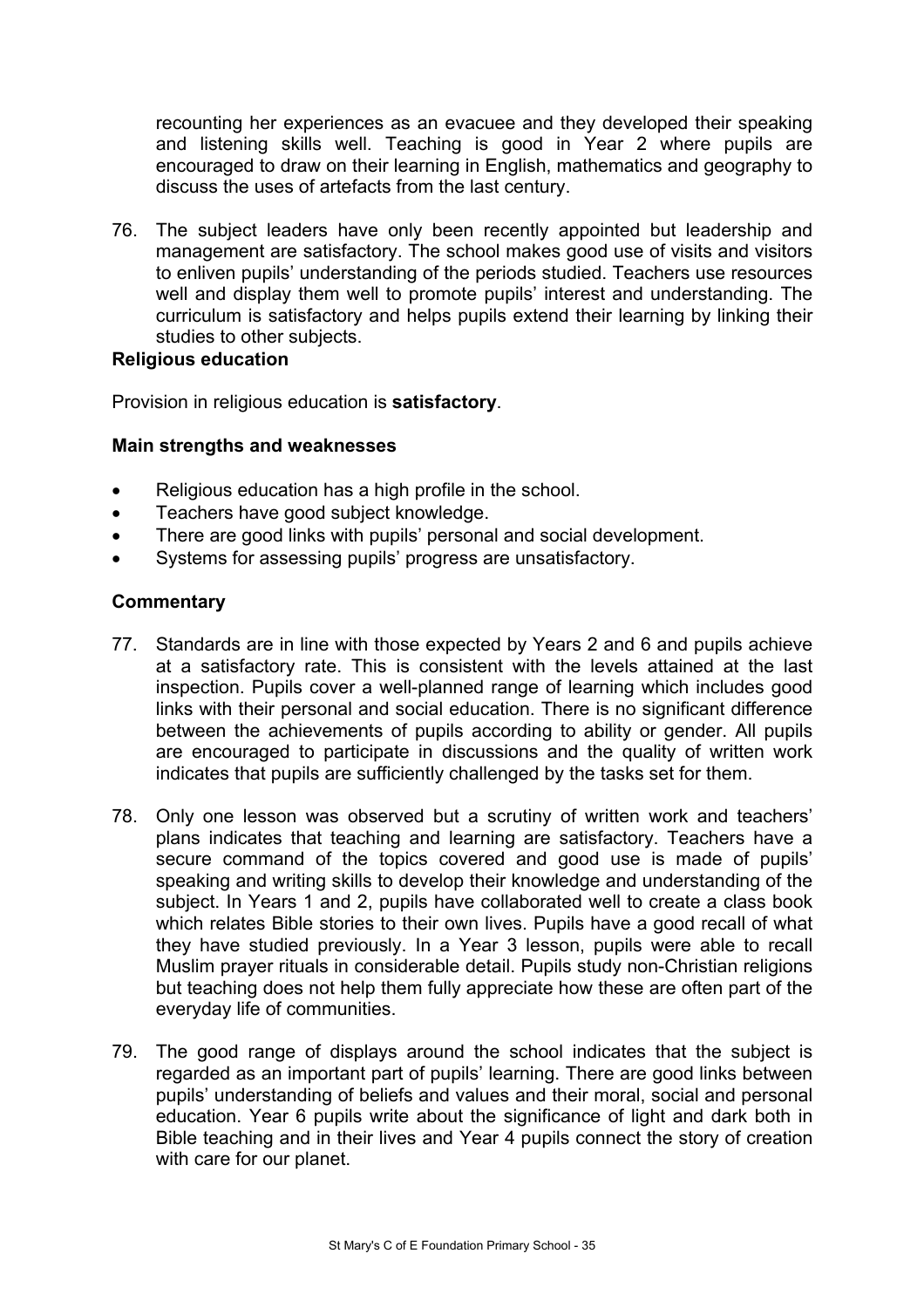recounting her experiences as an evacuee and they developed their speaking and listening skills well. Teaching is good in Year 2 where pupils are encouraged to draw on their learning in English, mathematics and geography to discuss the uses of artefacts from the last century.

76. The subject leaders have only been recently appointed but leadership and management are satisfactory. The school makes good use of visits and visitors to enliven pupils' understanding of the periods studied. Teachers use resources well and display them well to promote pupils' interest and understanding. The curriculum is satisfactory and helps pupils extend their learning by linking their studies to other subjects.

**Religious education**

Provision in religious education is **satisfactory**.

**Main strengths and weaknesses**

- Religious education has a high profile in the school.
- Teachers have good subject knowledge.
- There are good links with pupils' personal and social development.
- Systems for assessing pupils' progress are unsatisfactory.

**Commentary**

77. Standards are in line with those expected by Years 2 and 6 and pupils achieve at a satisfactory rate. This is consistent with the levels attained at the last inspection. Pupils cover a well-planned range of learning which includes good links with their personal and social education. There is no significant difference between the achievements of pupils according to ability or gender. All pupils are encouraged to participate in discussions and the quality of written work indicates that pupils are sufficiently challenged by the tasks set for them.

78. Only one lesson was observed but a scrutiny of written work and teachers' plans indicates that teaching and learning are satisfactory. Teachers have a secure command of the topics covered and good use is made of pupils' speaking and writing skills to develop their knowledge and understanding of the subject. In Years 1 and 2, pupils have collaborated well to create a class book which relates Bible stories to their own lives. Pupils have a good recall of what they have studied previously. In a Year 3 lesson, pupils were able to recall Muslim prayer rituals in considerable detail. Pupils study non-Christian religions but teaching does not help them fully appreciate how these are often part of the everyday life of communities.

79. The good range of displays around the school indicates that the subject is regarded as an important part of pupils' learning. There are good links between pupils' understanding of beliefs and values and their moral, social and personal education. Year 6 pupils write about the significance of light and dark both in Bible teaching and in their lives and Year 4 pupils connect the story of creation with care for our planet.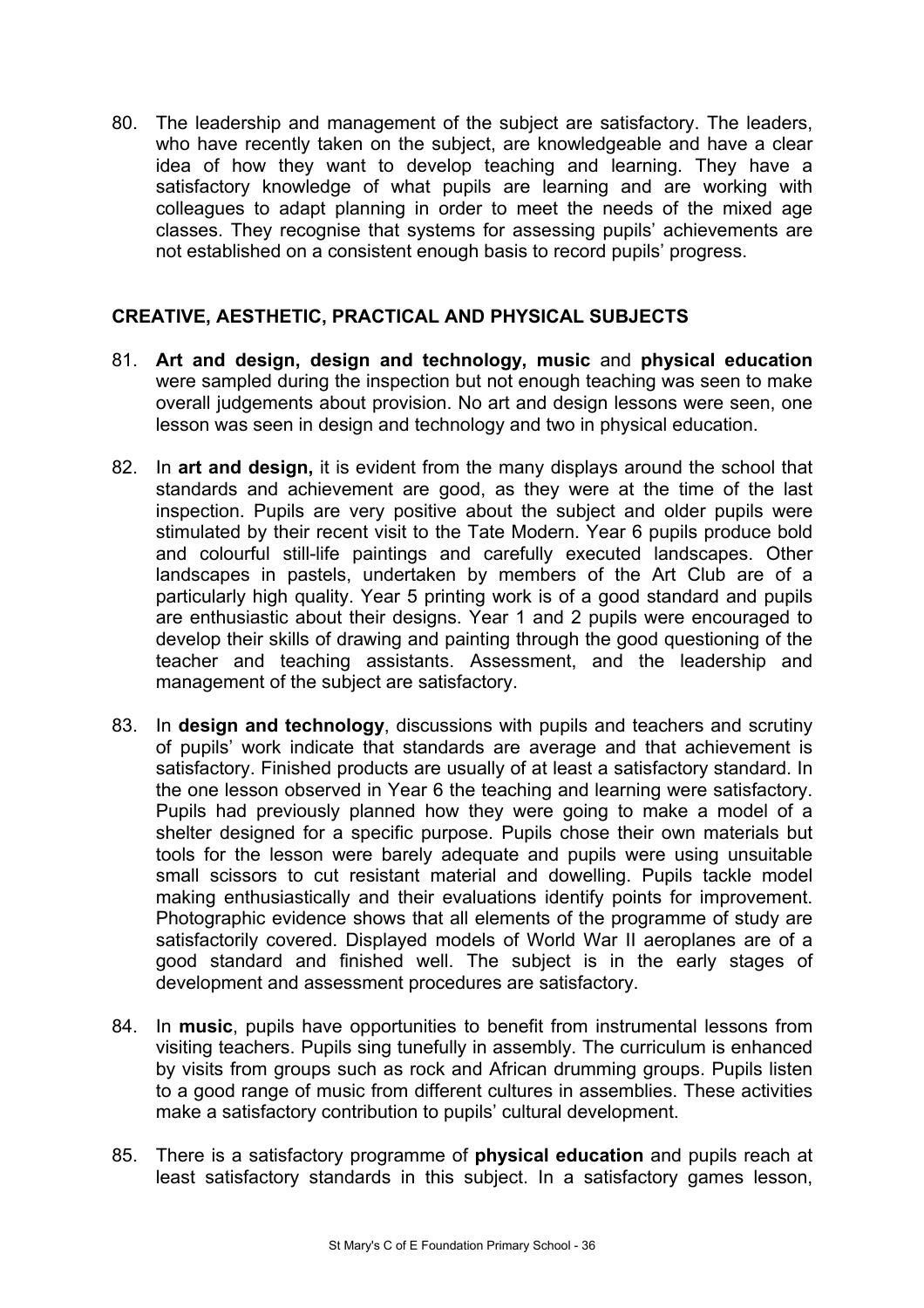80. The leadership and management of the subject are satisfactory. The leaders, who have recently taken on the subject, are knowledgeable and have a clear idea of how they want to develop teaching and learning. They have a satisfactory knowledge of what pupils are learning and are working with colleagues to adapt planning in order to meet the needs of the mixed age classes. They recognise that systems for assessing pupils' achievements are not established on a consistent enough basis to record pupils' progress.

## CREATIVE, AESTHETIC, PRACTICAL AND PHYSICAL SUBJECTS

81. **Art and design, design and technology, music** and **physical education** were sampled during the inspection but not enough teaching was seen to make overall judgements about provision. No art and design lessons were seen, one lesson was seen in design and technology and two in physical education.

82. In **art and design,** it is evident from the many displays around the school that standards and achievement are good, as they were at the time of the last inspection. Pupils are very positive about the subject and older pupils were stimulated by their recent visit to the Tate Modern. Year 6 pupils produce bold and colourful still-life paintings and carefully executed landscapes. Other landscapes in pastels, undertaken by members of the Art Club are of a particularly high quality. Year 5 printing work is of a good standard and pupils are enthusiastic about their designs. Year 1 and 2 pupils were encouraged to develop their skills of drawing and painting through the good questioning of the teacher and teaching assistants. Assessment, and the leadership and management of the subject are satisfactory.

83. In **design and technology**, discussions with pupils and teachers and scrutiny of pupils' work indicate that standards are average and that achievement is satisfactory. Finished products are usually of at least a satisfactory standard. In the one lesson observed in Year 6 the teaching and learning were satisfactory. Pupils had previously planned how they were going to make a model of a shelter designed for a specific purpose. Pupils chose their own materials but tools for the lesson were barely adequate and pupils were using unsuitable small scissors to cut resistant material and dowelling. Pupils tackle model making enthusiastically and their evaluations identify points for improvement. Photographic evidence shows that all elements of the programme of study are satisfactorily covered. Displayed models of World War II aeroplanes are of a good standard and finished well. The subject is in the early stages of development and assessment procedures are satisfactory.

84. In **music**, pupils have opportunities to benefit from instrumental lessons from visiting teachers. Pupils sing tunefully in assembly. The curriculum is enhanced by visits from groups such as rock and African drumming groups. Pupils listen to a good range of music from different cultures in assemblies. These activities make a satisfactory contribution to pupils' cultural development.

85. There is a satisfactory programme of **physical education** and pupils reach at least satisfactory standards in this subject. In a satisfactory games lesson,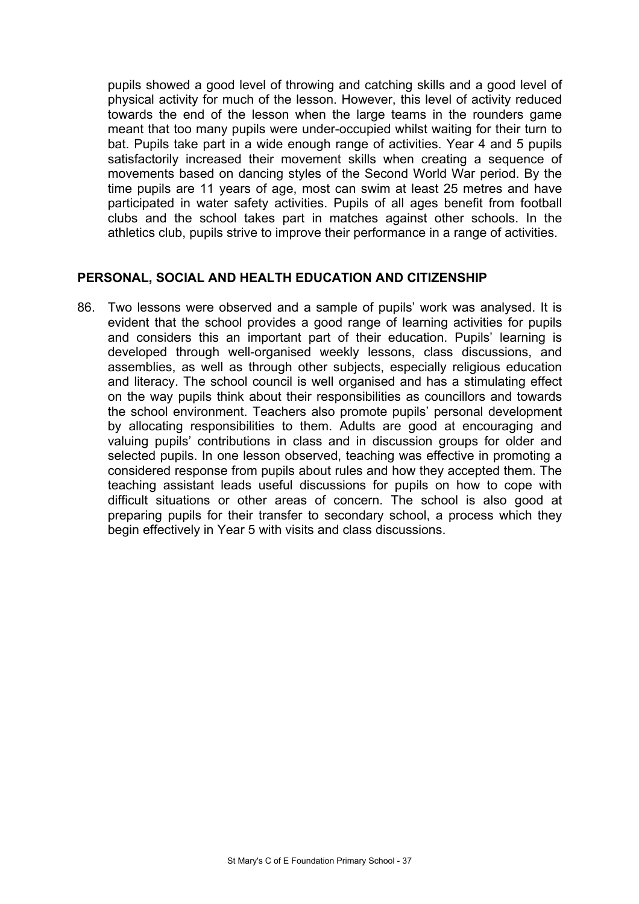pupils showed a good level of throwing and catching skills and a good level of physical activity for much of the lesson. However, this level of activity reduced towards the end of the lesson when the large teams in the rounders game meant that too many pupils were under-occupied whilst waiting for their turn to bat. Pupils take part in a wide enough range of activities. Year 4 and 5 pupils satisfactorily increased their movement skills when creating a sequence of movements based on dancing styles of the Second World War period. By the time pupils are 11 years of age, most can swim at least 25 metres and have participated in water safety activities. Pupils of all ages benefit from football clubs and the school takes part in matches against other schools. In the athletics club, pupils strive to improve their performance in a range of activities.

## PERSONAL, SOCIAL AND HEALTH EDUCATION AND CITIZENSHIP

86. Two lessons were observed and a sample of pupils' work was analysed. It is evident that the school provides a good range of learning activities for pupils and considers this an important part of their education. Pupils' learning is developed through well-organised weekly lessons, class discussions, and assemblies, as well as through other subjects, especially religious education and literacy. The school council is well organised and has a stimulating effect on the way pupils think about their responsibilities as councillors and towards the school environment. Teachers also promote pupils' personal development by allocating responsibilities to them. Adults are good at encouraging and valuing pupils' contributions in class and in discussion groups for older and selected pupils. In one lesson observed, teaching was effective in promoting a considered response from pupils about rules and how they accepted them. The teaching assistant leads useful discussions for pupils on how to cope with difficult situations or other areas of concern. The school is also good at preparing pupils for their transfer to secondary school, a process which they begin effectively in Year 5 with visits and class discussions.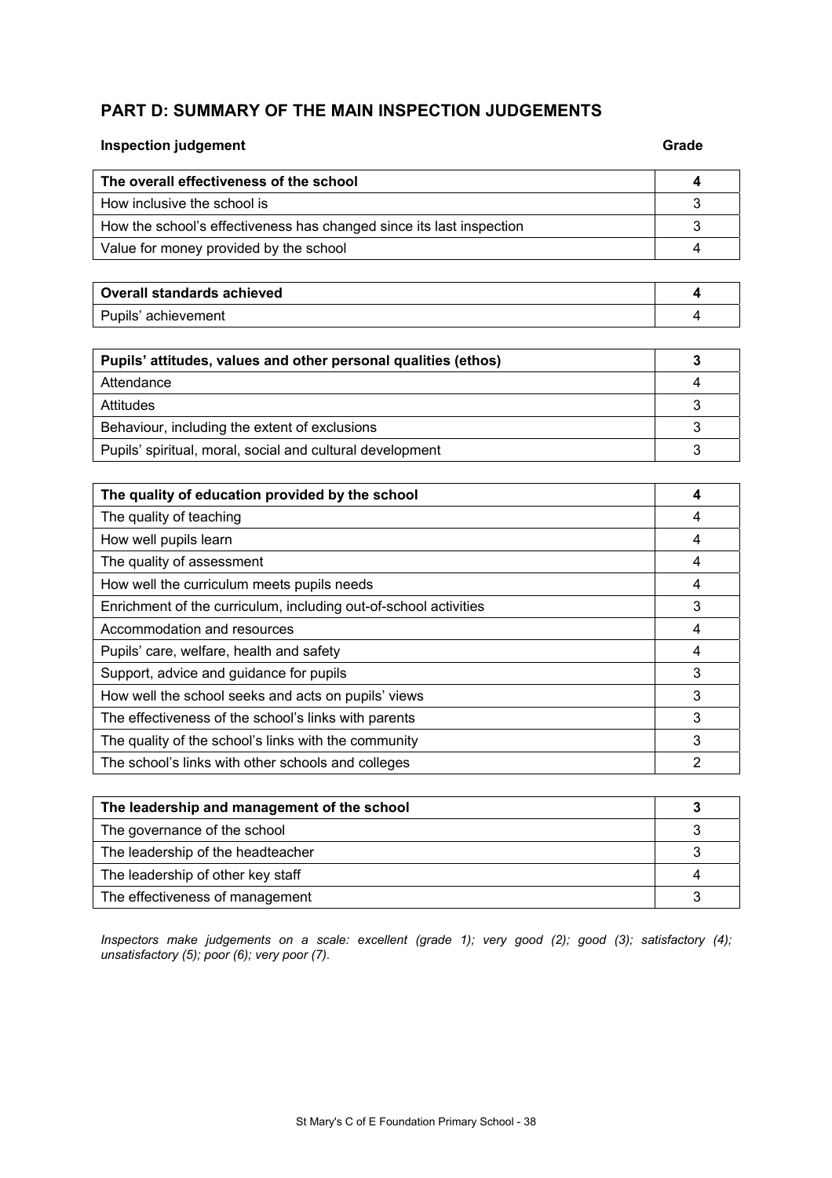## PART D: SUMMARY OF THE MAIN INSPECTION JUDGEMENTS

| Inspection judgement | Grade |
|---|---|
| **The overall effectiveness of the school** | **4** |
| How inclusive the school is | 3 |
| How the school's effectiveness has changed since its last inspection | 3 |
| Value for money provided by the school | 4 |
| | |
| **Overall standards achieved** | **4** |
| Pupils' achievement | 4 |
| | |
| **Pupils' attitudes, values and other personal qualities (ethos)** | **3** |
| Attendance | 4 |
| Attitudes | 3 |
| Behaviour, including the extent of exclusions | 3 |
| Pupils' spiritual, moral, social and cultural development | 3 |
| | |
| **The quality of education provided by the school** | **4** |
| The quality of teaching | 4 |
| How well pupils learn | 4 |
| The quality of assessment | 4 |
| How well the curriculum meets pupils needs | 4 |
| Enrichment of the curriculum, including out-of-school activities | 3 |
| Accommodation and resources | 4 |
| Pupils' care, welfare, health and safety | 4 |
| Support, advice and guidance for pupils | 3 |
| How well the school seeks and acts on pupils' views | 3 |
| The effectiveness of the school's links with parents | 3 |
| The quality of the school's links with the community | 3 |
| The school's links with other schools and colleges | 2 |
| | |
| **The leadership and management of the school** | **3** |
| The governance of the school | 3 |
| The leadership of the headteacher | 3 |
| The leadership of other key staff | 4 |
| The effectiveness of management | 3 |

*Inspectors make judgements on a scale: excellent (grade 1); very good (2); good (3); satisfactory (4); unsatisfactory (5); poor (6); very poor (7).*